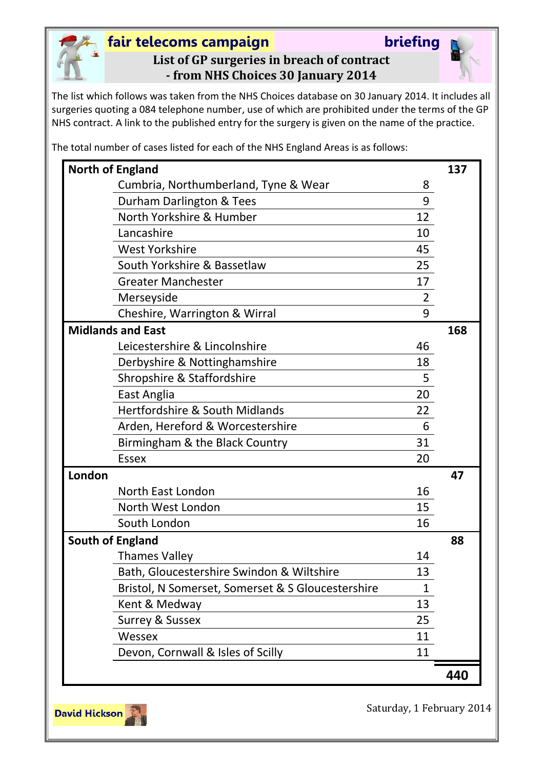**fair telecoms campaign** **briefing**

# List of GP surgeries in breach of contract - from NHS Choices 30 January 2014

The list which follows was taken from the NHS Choices database on 30 January 2014. It includes all surgeries quoting a 084 telephone number, use of which are prohibited under the terms of the GP NHS contract. A link to the published entry for the surgery is given on the name of the practice.

The total number of cases listed for each of the NHS England Areas is as follows:

| | | | |
|---|---|---|---|
| **North of England** | | | **137** |
| | Cumbria, Northumberland, Tyne & Wear | 8 | |
| | Durham Darlington & Tees | 9 | |
| | North Yorkshire & Humber | 12 | |
| | Lancashire | 10 | |
| | West Yorkshire | 45 | |
| | South Yorkshire & Bassetlaw | 25 | |
| | Greater Manchester | 17 | |
| | Merseyside | 2 | |
| | Cheshire, Warrington & Wirral | 9 | |
| **Midlands and East** | | | **168** |
| | Leicestershire & Lincolnshire | 46 | |
| | Derbyshire & Nottinghamshire | 18 | |
| | Shropshire & Staffordshire | 5 | |
| | East Anglia | 20 | |
| | Hertfordshire & South Midlands | 22 | |
| | Arden, Hereford & Worcestershire | 6 | |
| | Birmingham & the Black Country | 31 | |
| | Essex | 20 | |
| **London** | | | **47** |
| | North East London | 16 | |
| | North West London | 15 | |
| | South London | 16 | |
| **South of England** | | | **88** |
| | Thames Valley | 14 | |
| | Bath, Gloucestershire Swindon & Wiltshire | 13 | |
| | Bristol, N Somerset, Somerset & S Gloucestershire | 1 | |
| | Kent & Medway | 13 | |
| | Surrey & Sussex | 25 | |
| | Wessex | 11 | |
| | Devon, Cornwall & Isles of Scilly | 11 | |
| | | | **440** |

**David Hickson**

Saturday, 1 February 2014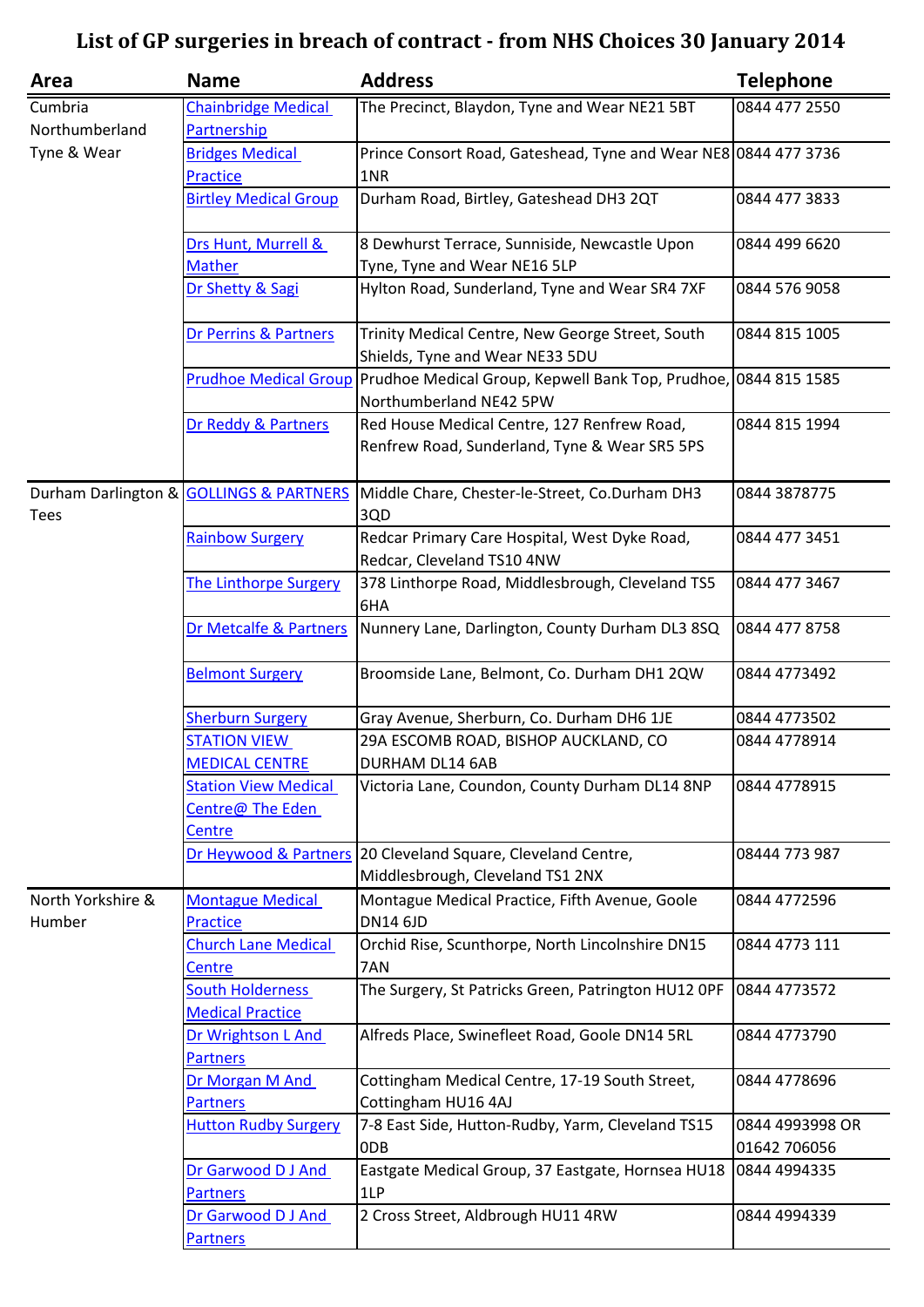# List of GP surgeries in breach of contract - from NHS Choices 30 January 2014

| Area | Name | Address | Telephone |
|---|---|---|---|
| Cumbria Northumberland Tyne & Wear | Chainbridge Medical Partnership | The Precinct, Blaydon, Tyne and Wear NE21 5BT | 0844 477 2550 |
| | Bridges Medical Practice | Prince Consort Road, Gateshead, Tyne and Wear NE8 1NR | 0844 477 3736 |
| | Birtley Medical Group | Durham Road, Birtley, Gateshead DH3 2QT | 0844 477 3833 |
| | Drs Hunt, Murrell & Mather | 8 Dewhurst Terrace, Sunniside, Newcastle Upon Tyne, Tyne and Wear NE16 5LP | 0844 499 6620 |
| | Dr Shetty & Sagi | Hylton Road, Sunderland, Tyne and Wear SR4 7XF | 0844 576 9058 |
| | Dr Perrins & Partners | Trinity Medical Centre, New George Street, South Shields, Tyne and Wear NE33 5DU | 0844 815 1005 |
| | Prudhoe Medical Group | Prudhoe Medical Group, Kepwell Bank Top, Prudhoe, Northumberland NE42 5PW | 0844 815 1585 |
| | Dr Reddy & Partners | Red House Medical Centre, 127 Renfrew Road, Renfrew Road, Sunderland, Tyne & Wear SR5 5PS | 0844 815 1994 |
| Durham Darlington & Tees | GOLLINGS & PARTNERS | Middle Chare, Chester-le-Street, Co.Durham DH3 3QD | 0844 3878775 |
| | Rainbow Surgery | Redcar Primary Care Hospital, West Dyke Road, Redcar, Cleveland TS10 4NW | 0844 477 3451 |
| | The Linthorpe Surgery | 378 Linthorpe Road, Middlesbrough, Cleveland TS5 6HA | 0844 477 3467 |
| | Dr Metcalfe & Partners | Nunnery Lane, Darlington, County Durham DL3 8SQ | 0844 477 8758 |
| | Belmont Surgery | Broomside Lane, Belmont, Co. Durham DH1 2QW | 0844 4773492 |
| | Sherburn Surgery | Gray Avenue, Sherburn, Co. Durham DH6 1JE | 0844 4773502 |
| | STATION VIEW MEDICAL CENTRE | 29A ESCOMB ROAD, BISHOP AUCKLAND, CO DURHAM DL14 6AB | 0844 4778914 |
| | Station View Medical Centre@ The Eden Centre | Victoria Lane, Coundon, County Durham DL14 8NP | 0844 4778915 |
| | Dr Heywood & Partners | 20 Cleveland Square, Cleveland Centre, Middlesbrough, Cleveland TS1 2NX | 08444 773 987 |
| North Yorkshire & Humber | Montague Medical Practice | Montague Medical Practice, Fifth Avenue, Goole DN14 6JD | 0844 4772596 |
| | Church Lane Medical Centre | Orchid Rise, Scunthorpe, North Lincolnshire DN15 7AN | 0844 4773 111 |
| | South Holderness Medical Practice | The Surgery, St Patricks Green, Patrington HU12 0PF | 0844 4773572 |
| | Dr Wrightson L And Partners | Alfreds Place, Swinefleet Road, Goole DN14 5RL | 0844 4773790 |
| | Dr Morgan M And Partners | Cottingham Medical Centre, 17-19 South Street, Cottingham HU16 4AJ | 0844 4778696 |
| | Hutton Rudby Surgery | 7-8 East Side, Hutton-Rudby, Yarm, Cleveland TS15 0DB | 0844 4993998 OR 01642 706056 |
| | Dr Garwood D J And Partners | Eastgate Medical Group, 37 Eastgate, Hornsea HU18 1LP | 0844 4994335 |
| | Dr Garwood D J And Partners | 2 Cross Street, Aldbrough HU11 4RW | 0844 4994339 |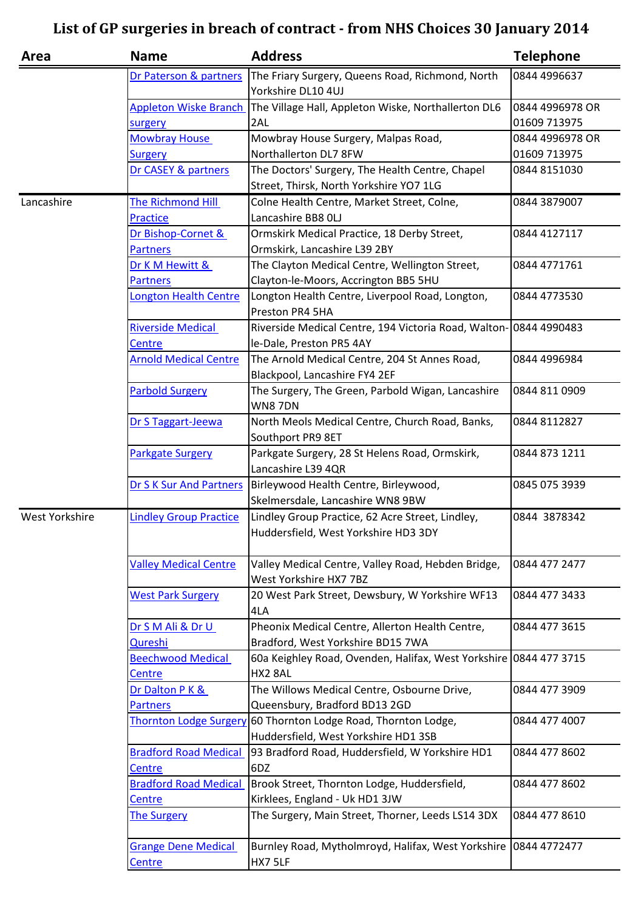# List of GP surgeries in breach of contract - from NHS Choices 30 January 2014

| Area | Name | Address | Telephone |
|---|---|---|---|
| | Dr Paterson & partners | The Friary Surgery, Queens Road, Richmond, North Yorkshire DL10 4UJ | 0844 4996637 |
| | Appleton Wiske Branch surgery | The Village Hall, Appleton Wiske, Northallerton DL6 2AL | 0844 4996978 OR 01609 713975 |
| | Mowbray House Surgery | Mowbray House Surgery, Malpas Road, Northallerton DL7 8FW | 0844 4996978 OR 01609 713975 |
| | Dr CASEY & partners | The Doctors' Surgery, The Health Centre, Chapel Street, Thirsk, North Yorkshire YO7 1LG | 0844 8151030 |
| Lancashire | The Richmond Hill Practice | Colne Health Centre, Market Street, Colne, Lancashire BB8 0LJ | 0844 3879007 |
| | Dr Bishop-Cornet & Partners | Ormskirk Medical Practice, 18 Derby Street, Ormskirk, Lancashire L39 2BY | 0844 4127117 |
| | Dr K M Hewitt & Partners | The Clayton Medical Centre, Wellington Street, Clayton-le-Moors, Accrington BB5 5HU | 0844 4771761 |
| | Longton Health Centre | Longton Health Centre, Liverpool Road, Longton, Preston PR4 5HA | 0844 4773530 |
| | Riverside Medical Centre | Riverside Medical Centre, 194 Victoria Road, Walton-le-Dale, Preston PR5 4AY | 0844 4990483 |
| | Arnold Medical Centre | The Arnold Medical Centre, 204 St Annes Road, Blackpool, Lancashire FY4 2EF | 0844 4996984 |
| | Parbold Surgery | The Surgery, The Green, Parbold Wigan, Lancashire WN8 7DN | 0844 811 0909 |
| | Dr S Taggart-Jeewa | North Meols Medical Centre, Church Road, Banks, Southport PR9 8ET | 0844 8112827 |
| | Parkgate Surgery | Parkgate Surgery, 28 St Helens Road, Ormskirk, Lancashire L39 4QR | 0844 873 1211 |
| | Dr S K Sur And Partners | Birleywood Health Centre, Birleywood, Skelmersdale, Lancashire WN8 9BW | 0845 075 3939 |
| West Yorkshire | Lindley Group Practice | Lindley Group Practice, 62 Acre Street, Lindley, Huddersfield, West Yorkshire HD3 3DY | 0844 3878342 |
| | Valley Medical Centre | Valley Medical Centre, Valley Road, Hebden Bridge, West Yorkshire HX7 7BZ | 0844 477 2477 |
| | West Park Surgery | 20 West Park Street, Dewsbury, W Yorkshire WF13 4LA | 0844 477 3433 |
| | Dr S M Ali & Dr U Qureshi | Pheonix Medical Centre, Allerton Health Centre, Bradford, West Yorkshire BD15 7WA | 0844 477 3615 |
| | Beechwood Medical Centre | 60a Keighley Road, Ovenden, Halifax, West Yorkshire HX2 8AL | 0844 477 3715 |
| | Dr Dalton P K & Partners | The Willows Medical Centre, Osbourne Drive, Queensbury, Bradford BD13 2GD | 0844 477 3909 |
| | Thornton Lodge Surgery | 60 Thornton Lodge Road, Thornton Lodge, Huddersfield, West Yorkshire HD1 3SB | 0844 477 4007 |
| | Bradford Road Medical Centre | 93 Bradford Road, Huddersfield, W Yorkshire HD1 6DZ | 0844 477 8602 |
| | Bradford Road Medical Centre | Brook Street, Thornton Lodge, Huddersfield, Kirklees, England - Uk HD1 3JW | 0844 477 8602 |
| | The Surgery | The Surgery, Main Street, Thorner, Leeds LS14 3DX | 0844 477 8610 |
| | Grange Dene Medical Centre | Burnley Road, Mytholmroyd, Halifax, West Yorkshire HX7 5LF | 0844 4772477 |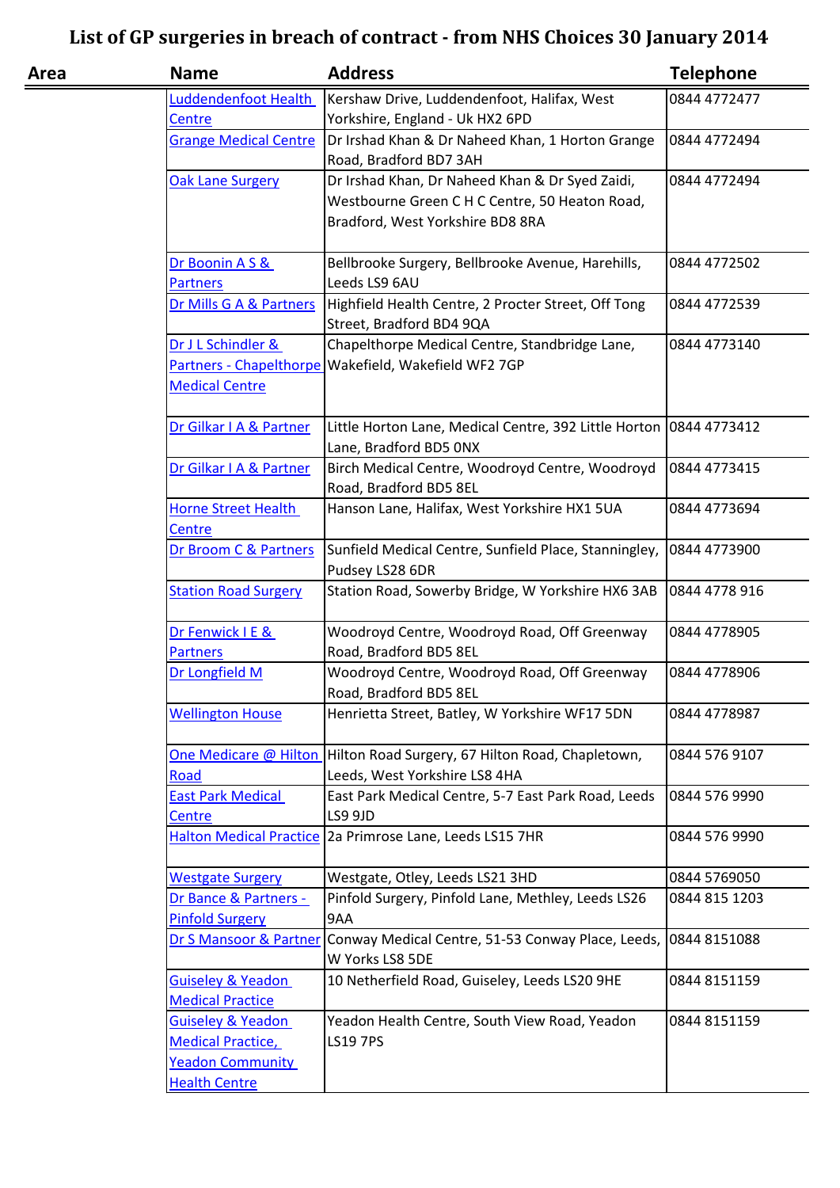# List of GP surgeries in breach of contract - from NHS Choices 30 January 2014

| Area | Name | Address | Telephone |
|---|---|---|---|
| | Luddendenfoot Health Centre | Kershaw Drive, Luddendenfoot, Halifax, West Yorkshire, England - Uk HX2 6PD | 0844 4772477 |
| | Grange Medical Centre | Dr Irshad Khan & Dr Naheed Khan, 1 Horton Grange Road, Bradford BD7 3AH | 0844 4772494 |
| | Oak Lane Surgery | Dr Irshad Khan, Dr Naheed Khan & Dr Syed Zaidi, Westbourne Green C H C Centre, 50 Heaton Road, Bradford, West Yorkshire BD8 8RA | 0844 4772494 |
| | Dr Boonin A S & Partners | Bellbrooke Surgery, Bellbrooke Avenue, Harehills, Leeds LS9 6AU | 0844 4772502 |
| | Dr Mills G A & Partners | Highfield Health Centre, 2 Procter Street, Off Tong Street, Bradford BD4 9QA | 0844 4772539 |
| | Dr J L Schindler & Partners - Chapelthorpe Medical Centre | Chapelthorpe Medical Centre, Standbridge Lane, Wakefield, Wakefield WF2 7GP | 0844 4773140 |
| | Dr Gilkar I A & Partner | Little Horton Lane, Medical Centre, 392 Little Horton Lane, Bradford BD5 0NX | 0844 4773412 |
| | Dr Gilkar I A & Partner | Birch Medical Centre, Woodroyd Centre, Woodroyd Road, Bradford BD5 8EL | 0844 4773415 |
| | Horne Street Health Centre | Hanson Lane, Halifax, West Yorkshire HX1 5UA | 0844 4773694 |
| | Dr Broom C & Partners | Sunfield Medical Centre, Sunfield Place, Stanningley, Pudsey LS28 6DR | 0844 4773900 |
| | Station Road Surgery | Station Road, Sowerby Bridge, W Yorkshire HX6 3AB | 0844 4778 916 |
| | Dr Fenwick I E & Partners | Woodroyd Centre, Woodroyd Road, Off Greenway Road, Bradford BD5 8EL | 0844 4778905 |
| | Dr Longfield M | Woodroyd Centre, Woodroyd Road, Off Greenway Road, Bradford BD5 8EL | 0844 4778906 |
| | Wellington House | Henrietta Street, Batley, W Yorkshire WF17 5DN | 0844 4778987 |
| | One Medicare @ Hilton Road | Hilton Road Surgery, 67 Hilton Road, Chapletown, Leeds, West Yorkshire LS8 4HA | 0844 576 9107 |
| | East Park Medical Centre | East Park Medical Centre, 5-7 East Park Road, Leeds LS9 9JD | 0844 576 9990 |
| | Halton Medical Practice | 2a Primrose Lane, Leeds LS15 7HR | 0844 576 9990 |
| | Westgate Surgery | Westgate, Otley, Leeds LS21 3HD | 0844 5769050 |
| | Dr Bance & Partners - Pinfold Surgery | Pinfold Surgery, Pinfold Lane, Methley, Leeds LS26 9AA | 0844 815 1203 |
| | Dr S Mansoor & Partner | Conway Medical Centre, 51-53 Conway Place, Leeds, W Yorks LS8 5DE | 0844 8151088 |
| | Guiseley & Yeadon Medical Practice | 10 Netherfield Road, Guiseley, Leeds LS20 9HE | 0844 8151159 |
| | Guiseley & Yeadon Medical Practice, Yeadon Community Health Centre | Yeadon Health Centre, South View Road, Yeadon LS19 7PS | 0844 8151159 |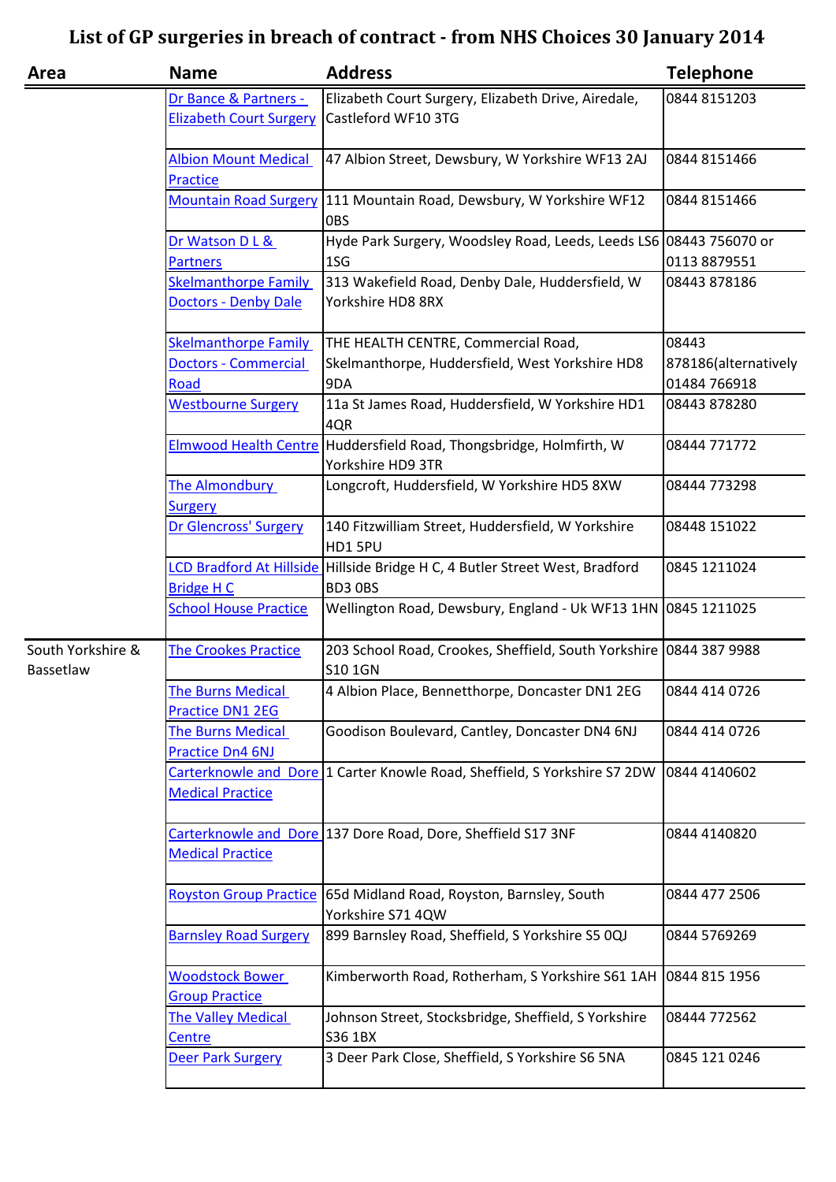# List of GP surgeries in breach of contract - from NHS Choices 30 January 2014

| Area | Name | Address | Telephone |
|---|---|---|---|
| | Dr Bance & Partners - Elizabeth Court Surgery | Elizabeth Court Surgery, Elizabeth Drive, Airedale, Castleford WF10 3TG | 0844 8151203 |
| | Albion Mount Medical Practice | 47 Albion Street, Dewsbury, W Yorkshire WF13 2AJ | 0844 8151466 |
| | Mountain Road Surgery | 111 Mountain Road, Dewsbury, W Yorkshire WF12 0BS | 0844 8151466 |
| | Dr Watson D L & Partners | Hyde Park Surgery, Woodsley Road, Leeds, Leeds LS6 1SG | 08443 756070 or 0113 8879551 |
| | Skelmanthorpe Family Doctors - Denby Dale | 313 Wakefield Road, Denby Dale, Huddersfield, W Yorkshire HD8 8RX | 08443 878186 |
| | Skelmanthorpe Family Doctors - Commercial Road | THE HEALTH CENTRE, Commercial Road, Skelmanthorpe, Huddersfield, West Yorkshire HD8 9DA | 08443 878186(alternatively 01484 766918 |
| | Westbourne Surgery | 11a St James Road, Huddersfield, W Yorkshire HD1 4QR | 08443 878280 |
| | Elmwood Health Centre | Huddersfield Road, Thongsbridge, Holmfirth, W Yorkshire HD9 3TR | 08444 771772 |
| | The Almondbury Surgery | Longcroft, Huddersfield, W Yorkshire HD5 8XW | 08444 773298 |
| | Dr Glencross' Surgery | 140 Fitzwilliam Street, Huddersfield, W Yorkshire HD1 5PU | 08448 151022 |
| | LCD Bradford At Hillside Bridge H C | Hillside Bridge H C, 4 Butler Street West, Bradford BD3 0BS | 0845 1211024 |
| | School House Practice | Wellington Road, Dewsbury, England - Uk WF13 1HN | 0845 1211025 |
| South Yorkshire & Bassetlaw | The Crookes Practice | 203 School Road, Crookes, Sheffield, South Yorkshire S10 1GN | 0844 387 9988 |
| | The Burns Medical Practice DN1 2EG | 4 Albion Place, Bennetthorpe, Doncaster DN1 2EG | 0844 414 0726 |
| | The Burns Medical Practice Dn4 6NJ | Goodison Boulevard, Cantley, Doncaster DN4 6NJ | 0844 414 0726 |
| | Carterknowle and Dore Medical Practice | 1 Carter Knowle Road, Sheffield, S Yorkshire S7 2DW | 0844 4140602 |
| | Carterknowle and Dore Medical Practice | 137 Dore Road, Dore, Sheffield S17 3NF | 0844 4140820 |
| | Royston Group Practice | 65d Midland Road, Royston, Barnsley, South Yorkshire S71 4QW | 0844 477 2506 |
| | Barnsley Road Surgery | 899 Barnsley Road, Sheffield, S Yorkshire S5 0QJ | 0844 5769269 |
| | Woodstock Bower Group Practice | Kimberworth Road, Rotherham, S Yorkshire S61 1AH | 0844 815 1956 |
| | The Valley Medical Centre | Johnson Street, Stocksbridge, Sheffield, S Yorkshire S36 1BX | 08444 772562 |
| | Deer Park Surgery | 3 Deer Park Close, Sheffield, S Yorkshire S6 5NA | 0845 121 0246 |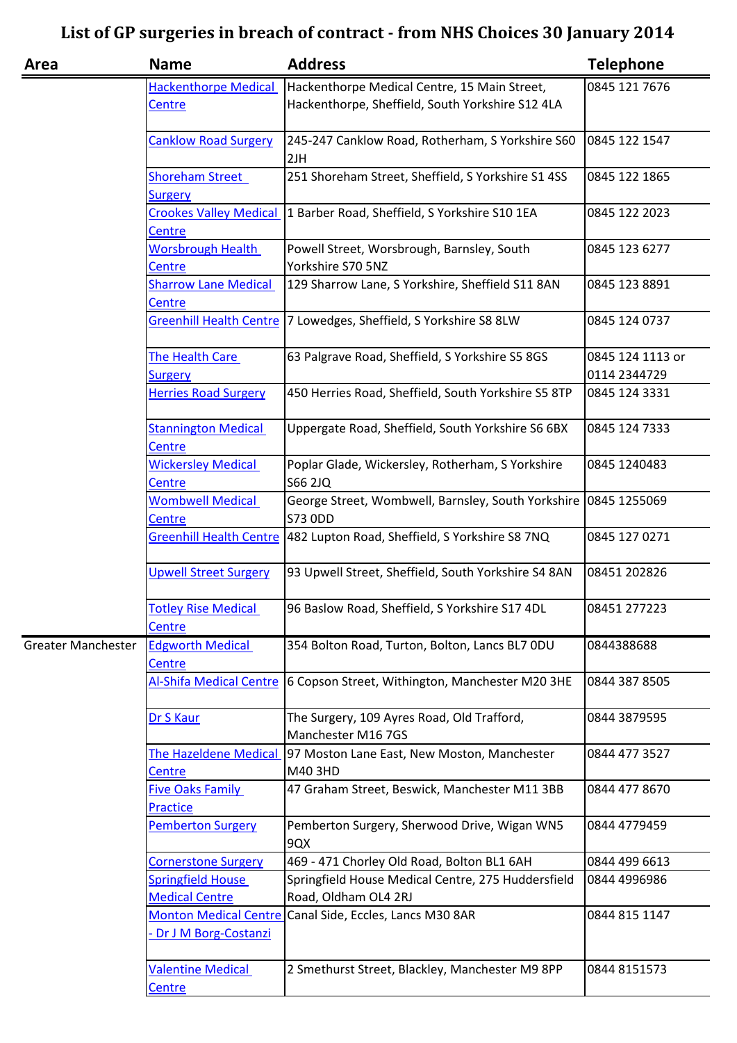# List of GP surgeries in breach of contract - from NHS Choices 30 January 2014

| Area | Name | Address | Telephone |
|---|---|---|---|
| | Hackenthorpe Medical Centre | Hackenthorpe Medical Centre, 15 Main Street, Hackenthorpe, Sheffield, South Yorkshire S12 4LA | 0845 121 7676 |
| | Canklow Road Surgery | 245-247 Canklow Road, Rotherham, S Yorkshire S60 2JH | 0845 122 1547 |
| | Shoreham Street Surgery | 251 Shoreham Street, Sheffield, S Yorkshire S1 4SS | 0845 122 1865 |
| | Crookes Valley Medical Centre | 1 Barber Road, Sheffield, S Yorkshire S10 1EA | 0845 122 2023 |
| | Worsbrough Health Centre | Powell Street, Worsbrough, Barnsley, South Yorkshire S70 5NZ | 0845 123 6277 |
| | Sharrow Lane Medical Centre | 129 Sharrow Lane, S Yorkshire, Sheffield S11 8AN | 0845 123 8891 |
| | Greenhill Health Centre | 7 Lowedges, Sheffield, S Yorkshire S8 8LW | 0845 124 0737 |
| | The Health Care Surgery | 63 Palgrave Road, Sheffield, S Yorkshire S5 8GS | 0845 124 1113 or 0114 2344729 |
| | Herries Road Surgery | 450 Herries Road, Sheffield, South Yorkshire S5 8TP | 0845 124 3331 |
| | Stannington Medical Centre | Uppergate Road, Sheffield, South Yorkshire S6 6BX | 0845 124 7333 |
| | Wickersley Medical Centre | Poplar Glade, Wickersley, Rotherham, S Yorkshire S66 2JQ | 0845 1240483 |
| | Wombwell Medical Centre | George Street, Wombwell, Barnsley, South Yorkshire S73 0DD | 0845 1255069 |
| | Greenhill Health Centre | 482 Lupton Road, Sheffield, S Yorkshire S8 7NQ | 0845 127 0271 |
| | Upwell Street Surgery | 93 Upwell Street, Sheffield, South Yorkshire S4 8AN | 08451 202826 |
| | Totley Rise Medical Centre | 96 Baslow Road, Sheffield, S Yorkshire S17 4DL | 08451 277223 |
| Greater Manchester | Edgworth Medical Centre | 354 Bolton Road, Turton, Bolton, Lancs BL7 0DU | 0844388688 |
| | Al-Shifa Medical Centre | 6 Copson Street, Withington, Manchester M20 3HE | 0844 387 8505 |
| | Dr S Kaur | The Surgery, 109 Ayres Road, Old Trafford, Manchester M16 7GS | 0844 3879595 |
| | The Hazeldene Medical Centre | 97 Moston Lane East, New Moston, Manchester M40 3HD | 0844 477 3527 |
| | Five Oaks Family Practice | 47 Graham Street, Beswick, Manchester M11 3BB | 0844 477 8670 |
| | Pemberton Surgery | Pemberton Surgery, Sherwood Drive, Wigan WN5 9QX | 0844 4779459 |
| | Cornerstone Surgery | 469 - 471 Chorley Old Road, Bolton BL1 6AH | 0844 499 6613 |
| | Springfield House Medical Centre | Springfield House Medical Centre, 275 Huddersfield Road, Oldham OL4 2RJ | 0844 4996986 |
| | Monton Medical Centre - Dr J M Borg-Costanzi | Canal Side, Eccles, Lancs M30 8AR | 0844 815 1147 |
| | Valentine Medical Centre | 2 Smethurst Street, Blackley, Manchester M9 8PP | 0844 8151573 |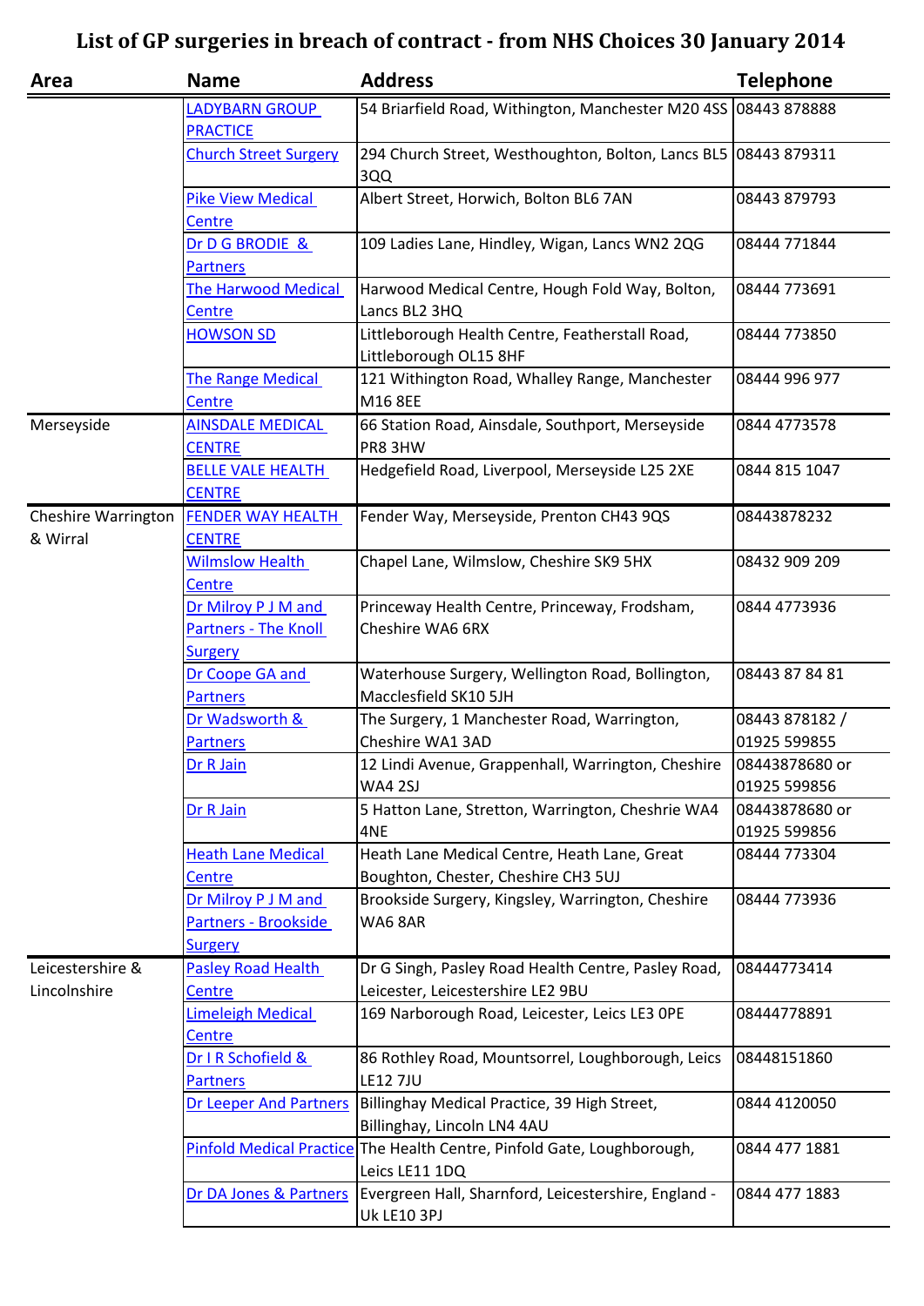# List of GP surgeries in breach of contract - from NHS Choices 30 January 2014

| Area | Name | Address | Telephone |
|---|---|---|---|
| | LADYBARN GROUP PRACTICE | 54 Briarfield Road, Withington, Manchester M20 4SS | 08443 878888 |
| | Church Street Surgery | 294 Church Street, Westhoughton, Bolton, Lancs BL5 3QQ | 08443 879311 |
| | Pike View Medical Centre | Albert Street, Horwich, Bolton BL6 7AN | 08443 879793 |
| | Dr D G BRODIE & Partners | 109 Ladies Lane, Hindley, Wigan, Lancs WN2 2QG | 08444 771844 |
| | The Harwood Medical Centre | Harwood Medical Centre, Hough Fold Way, Bolton, Lancs BL2 3HQ | 08444 773691 |
| | HOWSON SD | Littleborough Health Centre, Featherstall Road, Littleborough OL15 8HF | 08444 773850 |
| | The Range Medical Centre | 121 Withington Road, Whalley Range, Manchester M16 8EE | 08444 996 977 |
| Merseyside | AINSDALE MEDICAL CENTRE | 66 Station Road, Ainsdale, Southport, Merseyside PR8 3HW | 0844 4773578 |
| | BELLE VALE HEALTH CENTRE | Hedgefield Road, Liverpool, Merseyside L25 2XE | 0844 815 1047 |
| Cheshire Warrington & Wirral | FENDER WAY HEALTH CENTRE | Fender Way, Merseyside, Prenton CH43 9QS | 08443878232 |
| | Wilmslow Health Centre | Chapel Lane, Wilmslow, Cheshire SK9 5HX | 08432 909 209 |
| | Dr Milroy P J M and Partners - The Knoll Surgery | Princeway Health Centre, Princeway, Frodsham, Cheshire WA6 6RX | 0844 4773936 |
| | Dr Coope GA and Partners | Waterhouse Surgery, Wellington Road, Bollington, Macclesfield SK10 5JH | 08443 87 84 81 |
| | Dr Wadsworth & Partners | The Surgery, 1 Manchester Road, Warrington, Cheshire WA1 3AD | 08443 878182 / 01925 599855 |
| | Dr R Jain | 12 Lindi Avenue, Grappenhall, Warrington, Cheshire WA4 2SJ | 08443878680 or 01925 599856 |
| | Dr R Jain | 5 Hatton Lane, Stretton, Warrington, Cheshrie WA4 4NE | 08443878680 or 01925 599856 |
| | Heath Lane Medical Centre | Heath Lane Medical Centre, Heath Lane, Great Boughton, Chester, Cheshire CH3 5UJ | 08444 773304 |
| | Dr Milroy P J M and Partners - Brookside Surgery | Brookside Surgery, Kingsley, Warrington, Cheshire WA6 8AR | 08444 773936 |
| Leicestershire & Lincolnshire | Pasley Road Health Centre | Dr G Singh, Pasley Road Health Centre, Pasley Road, Leicester, Leicestershire LE2 9BU | 08444773414 |
| | Limeleigh Medical Centre | 169 Narborough Road, Leicester, Leics LE3 0PE | 08444778891 |
| | Dr I R Schofield & Partners | 86 Rothley Road, Mountsorrel, Loughborough, Leics LE12 7JU | 08448151860 |
| | Dr Leeper And Partners | Billinghay Medical Practice, 39 High Street, Billinghay, Lincoln LN4 4AU | 0844 4120050 |
| | Pinfold Medical Practice | The Health Centre, Pinfold Gate, Loughborough, Leics LE11 1DQ | 0844 477 1881 |
| | Dr DA Jones & Partners | Evergreen Hall, Sharnford, Leicestershire, England - Uk LE10 3PJ | 0844 477 1883 |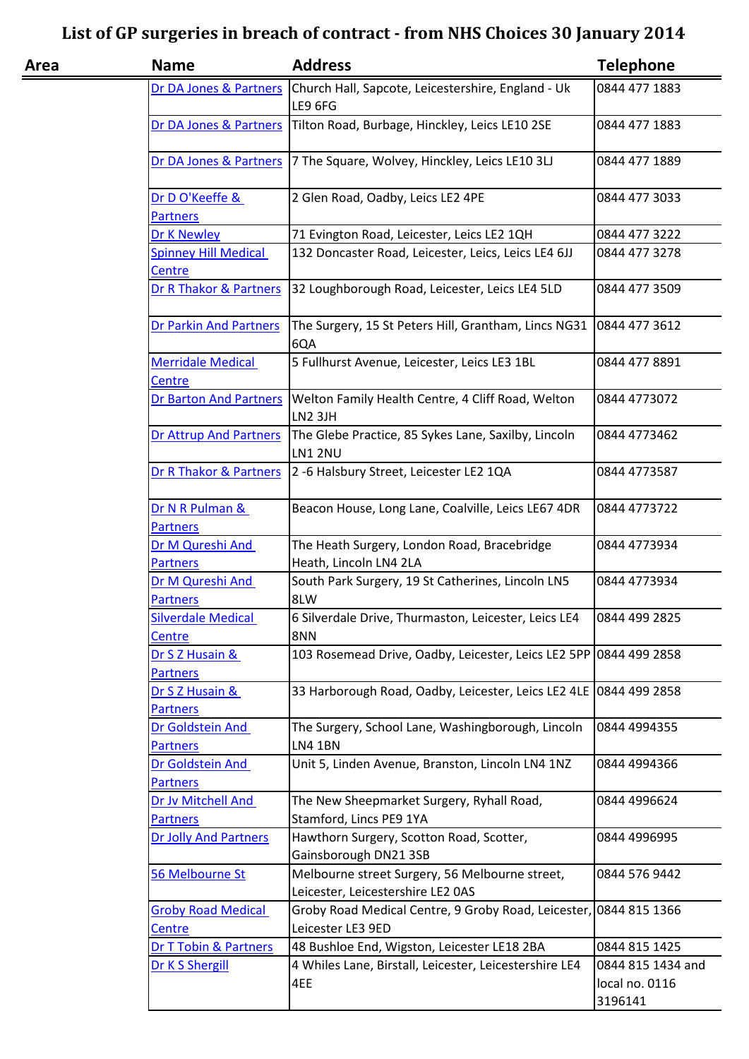# List of GP surgeries in breach of contract - from NHS Choices 30 January 2014

| Area | Name | Address | Telephone |
|---|---|---|---|
| | Dr DA Jones & Partners | Church Hall, Sapcote, Leicestershire, England - Uk LE9 6FG | 0844 477 1883 |
| | Dr DA Jones & Partners | Tilton Road, Burbage, Hinckley, Leics LE10 2SE | 0844 477 1883 |
| | Dr DA Jones & Partners | 7 The Square, Wolvey, Hinckley, Leics LE10 3LJ | 0844 477 1889 |
| | Dr D O'Keeffe & Partners | 2 Glen Road, Oadby, Leics LE2 4PE | 0844 477 3033 |
| | Dr K Newley | 71 Evington Road, Leicester, Leics LE2 1QH | 0844 477 3222 |
| | Spinney Hill Medical Centre | 132 Doncaster Road, Leicester, Leics, Leics LE4 6JJ | 0844 477 3278 |
| | Dr R Thakor & Partners | 32 Loughborough Road, Leicester, Leics LE4 5LD | 0844 477 3509 |
| | Dr Parkin And Partners | The Surgery, 15 St Peters Hill, Grantham, Lincs NG31 6QA | 0844 477 3612 |
| | Merridale Medical Centre | 5 Fullhurst Avenue, Leicester, Leics LE3 1BL | 0844 477 8891 |
| | Dr Barton And Partners | Welton Family Health Centre, 4 Cliff Road, Welton LN2 3JH | 0844 4773072 |
| | Dr Attrup And Partners | The Glebe Practice, 85 Sykes Lane, Saxilby, Lincoln LN1 2NU | 0844 4773462 |
| | Dr R Thakor & Partners | 2 -6 Halsbury Street, Leicester LE2 1QA | 0844 4773587 |
| | Dr N R Pulman & Partners | Beacon House, Long Lane, Coalville, Leics LE67 4DR | 0844 4773722 |
| | Dr M Qureshi And Partners | The Heath Surgery, London Road, Bracebridge Heath, Lincoln LN4 2LA | 0844 4773934 |
| | Dr M Qureshi And Partners | South Park Surgery, 19 St Catherines, Lincoln LN5 8LW | 0844 4773934 |
| | Silverdale Medical Centre | 6 Silverdale Drive, Thurmaston, Leicester, Leics LE4 8NN | 0844 499 2825 |
| | Dr S Z Husain & Partners | 103 Rosemead Drive, Oadby, Leicester, Leics LE2 5PP | 0844 499 2858 |
| | Dr S Z Husain & Partners | 33 Harborough Road, Oadby, Leicester, Leics LE2 4LE | 0844 499 2858 |
| | Dr Goldstein And Partners | The Surgery, School Lane, Washingborough, Lincoln LN4 1BN | 0844 4994355 |
| | Dr Goldstein And Partners | Unit 5, Linden Avenue, Branston, Lincoln LN4 1NZ | 0844 4994366 |
| | Dr Jv Mitchell And Partners | The New Sheepmarket Surgery, Ryhall Road, Stamford, Lincs PE9 1YA | 0844 4996624 |
| | Dr Jolly And Partners | Hawthorn Surgery, Scotton Road, Scotter, Gainsborough DN21 3SB | 0844 4996995 |
| | 56 Melbourne St | Melbourne street Surgery, 56 Melbourne street, Leicester, Leicestershire LE2 0AS | 0844 576 9442 |
| | Groby Road Medical Centre | Groby Road Medical Centre, 9 Groby Road, Leicester, Leicester LE3 9ED | 0844 815 1366 |
| | Dr T Tobin & Partners | 48 Bushloe End, Wigston, Leicester LE18 2BA | 0844 815 1425 |
| | Dr K S Shergill | 4 Whiles Lane, Birstall, Leicester, Leicestershire LE4 4EE | 0844 815 1434 and local no. 0116 3196141 |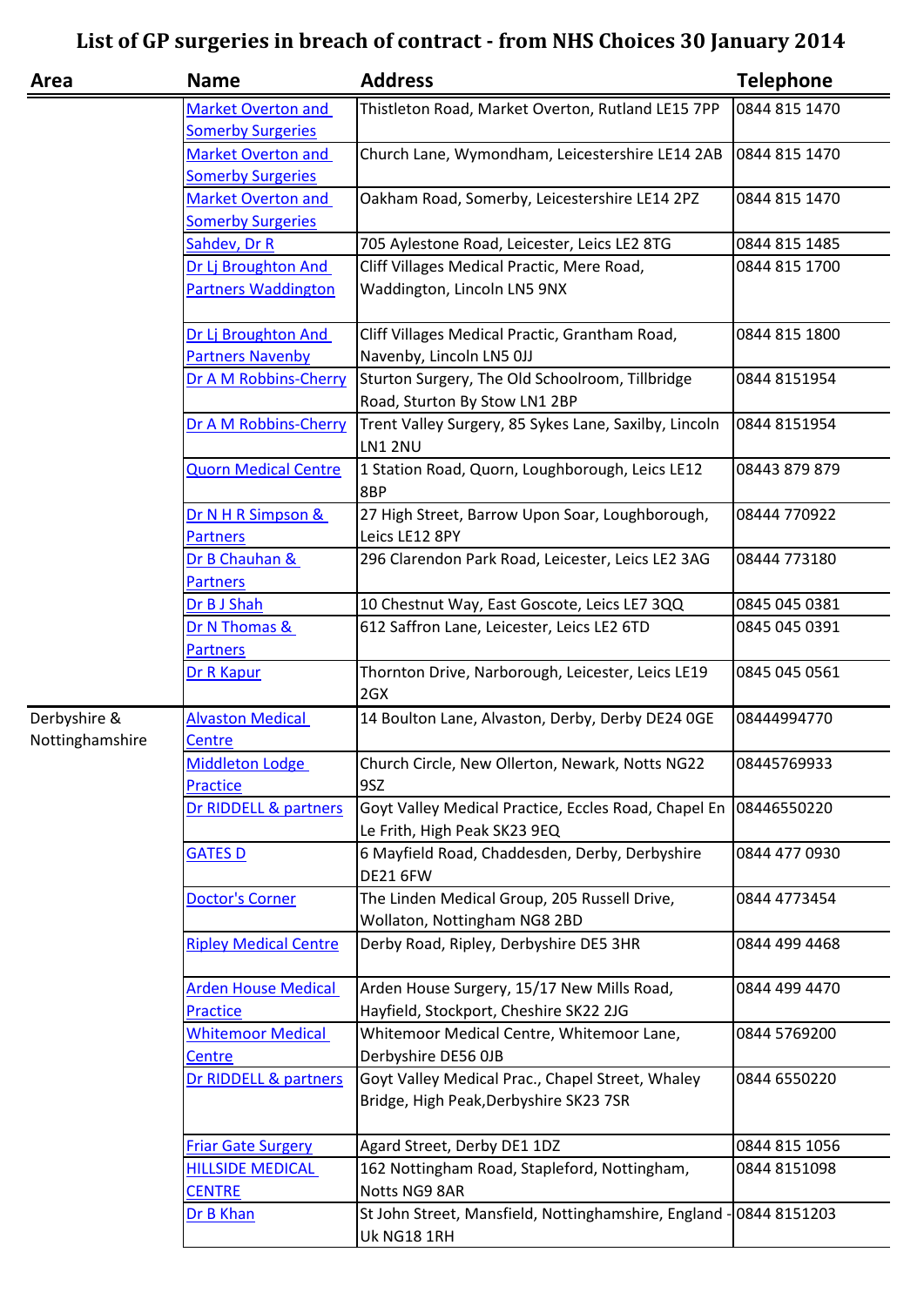# List of GP surgeries in breach of contract - from NHS Choices 30 January 2014

| Area | Name | Address | Telephone |
|---|---|---|---|
| | Market Overton and Somerby Surgeries | Thistleton Road, Market Overton, Rutland LE15 7PP | 0844 815 1470 |
| | Market Overton and Somerby Surgeries | Church Lane, Wymondham, Leicestershire LE14 2AB | 0844 815 1470 |
| | Market Overton and Somerby Surgeries | Oakham Road, Somerby, Leicestershire LE14 2PZ | 0844 815 1470 |
| | Sahdev, Dr R | 705 Aylestone Road, Leicester, Leics LE2 8TG | 0844 815 1485 |
| | Dr Lj Broughton And Partners Waddington | Cliff Villages Medical Practic, Mere Road, Waddington, Lincoln LN5 9NX | 0844 815 1700 |
| | Dr Lj Broughton And Partners Navenby | Cliff Villages Medical Practic, Grantham Road, Navenby, Lincoln LN5 0JJ | 0844 815 1800 |
| | Dr A M Robbins-Cherry | Sturton Surgery, The Old Schoolroom, Tillbridge Road, Sturton By Stow LN1 2BP | 0844 8151954 |
| | Dr A M Robbins-Cherry | Trent Valley Surgery, 85 Sykes Lane, Saxilby, Lincoln LN1 2NU | 0844 8151954 |
| | Quorn Medical Centre | 1 Station Road, Quorn, Loughborough, Leics LE12 8BP | 08443 879 879 |
| | Dr N H R Simpson & Partners | 27 High Street, Barrow Upon Soar, Loughborough, Leics LE12 8PY | 08444 770922 |
| | Dr B Chauhan & Partners | 296 Clarendon Park Road, Leicester, Leics LE2 3AG | 08444 773180 |
| | Dr B J Shah | 10 Chestnut Way, East Goscote, Leics LE7 3QQ | 0845 045 0381 |
| | Dr N Thomas & Partners | 612 Saffron Lane, Leicester, Leics LE2 6TD | 0845 045 0391 |
| | Dr R Kapur | Thornton Drive, Narborough, Leicester, Leics LE19 2GX | 0845 045 0561 |
| Derbyshire & Nottinghamshire | Alvaston Medical Centre | 14 Boulton Lane, Alvaston, Derby, Derby DE24 0GE | 08444994770 |
| | Middleton Lodge Practice | Church Circle, New Ollerton, Newark, Notts NG22 9SZ | 08445769933 |
| | Dr RIDDELL & partners | Goyt Valley Medical Practice, Eccles Road, Chapel En Le Frith, High Peak SK23 9EQ | 08446550220 |
| | GATES D | 6 Mayfield Road, Chaddesden, Derby, Derbyshire DE21 6FW | 0844 477 0930 |
| | Doctor's Corner | The Linden Medical Group, 205 Russell Drive, Wollaton, Nottingham NG8 2BD | 0844 4773454 |
| | Ripley Medical Centre | Derby Road, Ripley, Derbyshire DE5 3HR | 0844 499 4468 |
| | Arden House Medical Practice | Arden House Surgery, 15/17 New Mills Road, Hayfield, Stockport, Cheshire SK22 2JG | 0844 499 4470 |
| | Whitemoor Medical Centre | Whitemoor Medical Centre, Whitemoor Lane, Derbyshire DE56 0JB | 0844 5769200 |
| | Dr RIDDELL & partners | Goyt Valley Medical Prac., Chapel Street, Whaley Bridge, High Peak,Derbyshire SK23 7SR | 0844 6550220 |
| | Friar Gate Surgery | Agard Street, Derby DE1 1DZ | 0844 815 1056 |
| | HILLSIDE MEDICAL CENTRE | 162 Nottingham Road, Stapleford, Nottingham, Notts NG9 8AR | 0844 8151098 |
| | Dr B Khan | St John Street, Mansfield, Nottinghamshire, England - Uk NG18 1RH | 0844 8151203 |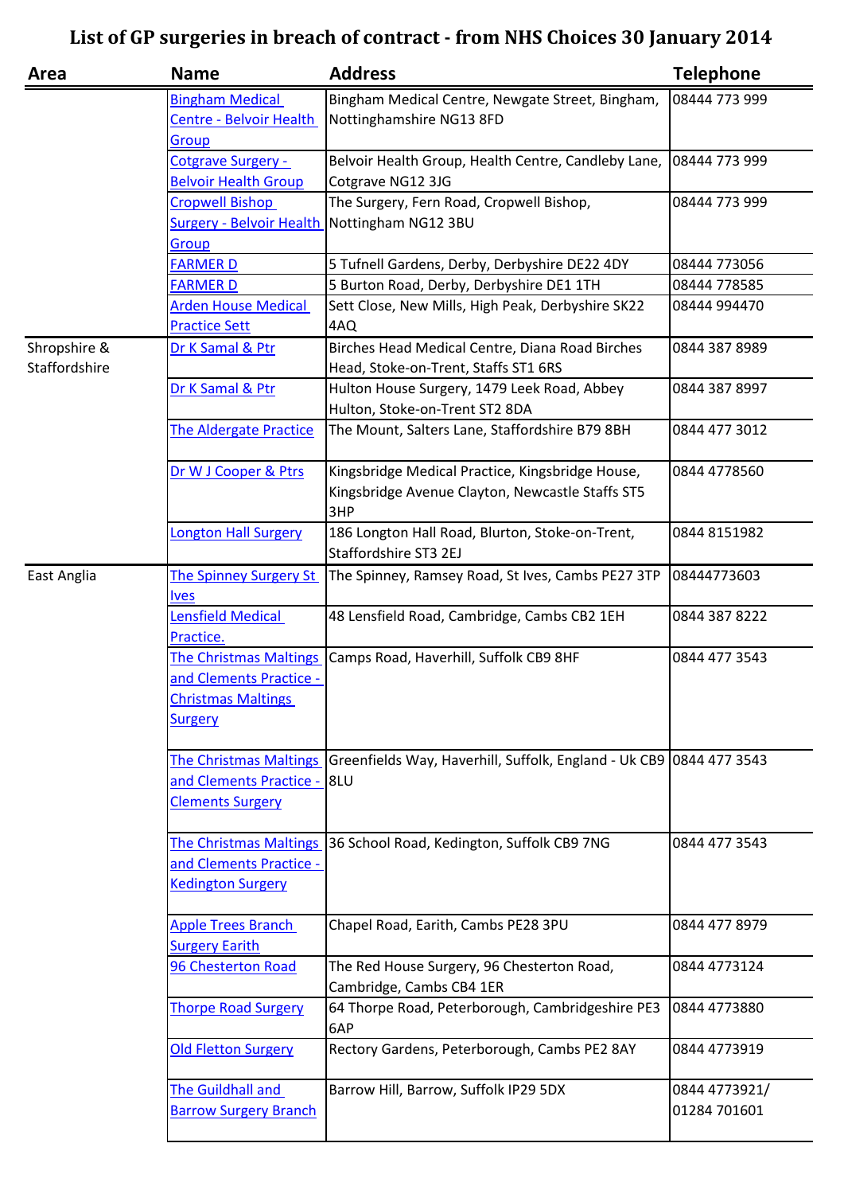# List of GP surgeries in breach of contract - from NHS Choices 30 January 2014

| Area | Name | Address | Telephone |
|---|---|---|---|
| | Bingham Medical Centre - Belvoir Health Group | Bingham Medical Centre, Newgate Street, Bingham, Nottinghamshire NG13 8FD | 08444 773 999 |
| | Cotgrave Surgery - Belvoir Health Group | Belvoir Health Group, Health Centre, Candleby Lane, Cotgrave NG12 3JG | 08444 773 999 |
| | Cropwell Bishop Surgery - Belvoir Health Group | The Surgery, Fern Road, Cropwell Bishop, Nottingham NG12 3BU | 08444 773 999 |
| | FARMER D | 5 Tufnell Gardens, Derby, Derbyshire DE22 4DY | 08444 773056 |
| | FARMER D | 5 Burton Road, Derby, Derbyshire DE1 1TH | 08444 778585 |
| | Arden House Medical Practice Sett | Sett Close, New Mills, High Peak, Derbyshire SK22 4AQ | 08444 994470 |
| Shropshire & Staffordshire | Dr K Samal & Ptr | Birches Head Medical Centre, Diana Road Birches Head, Stoke-on-Trent, Staffs ST1 6RS | 0844 387 8989 |
| | Dr K Samal & Ptr | Hulton House Surgery, 1479 Leek Road, Abbey Hulton, Stoke-on-Trent ST2 8DA | 0844 387 8997 |
| | The Aldergate Practice | The Mount, Salters Lane, Staffordshire B79 8BH | 0844 477 3012 |
| | Dr W J Cooper & Ptrs | Kingsbridge Medical Practice, Kingsbridge House, Kingsbridge Avenue Clayton, Newcastle Staffs ST5 3HP | 0844 4778560 |
| | Longton Hall Surgery | 186 Longton Hall Road, Blurton, Stoke-on-Trent, Staffordshire ST3 2EJ | 0844 8151982 |
| East Anglia | The Spinney Surgery St Ives | The Spinney, Ramsey Road, St Ives, Cambs PE27 3TP | 08444773603 |
| | Lensfield Medical Practice. | 48 Lensfield Road, Cambridge, Cambs CB2 1EH | 0844 387 8222 |
| | The Christmas Maltings and Clements Practice - Christmas Maltings Surgery | Camps Road, Haverhill, Suffolk CB9 8HF | 0844 477 3543 |
| | The Christmas Maltings and Clements Practice - Clements Surgery | Greenfields Way, Haverhill, Suffolk, England - Uk CB9 8LU | 0844 477 3543 |
| | The Christmas Maltings and Clements Practice - Kedington Surgery | 36 School Road, Kedington, Suffolk CB9 7NG | 0844 477 3543 |
| | Apple Trees Branch Surgery Earith | Chapel Road, Earith, Cambs PE28 3PU | 0844 477 8979 |
| | 96 Chesterton Road | The Red House Surgery, 96 Chesterton Road, Cambridge, Cambs CB4 1ER | 0844 4773124 |
| | Thorpe Road Surgery | 64 Thorpe Road, Peterborough, Cambridgeshire PE3 6AP | 0844 4773880 |
| | Old Fletton Surgery | Rectory Gardens, Peterborough, Cambs PE2 8AY | 0844 4773919 |
| | The Guildhall and Barrow Surgery Branch | Barrow Hill, Barrow, Suffolk IP29 5DX | 0844 4773921/ 01284 701601 |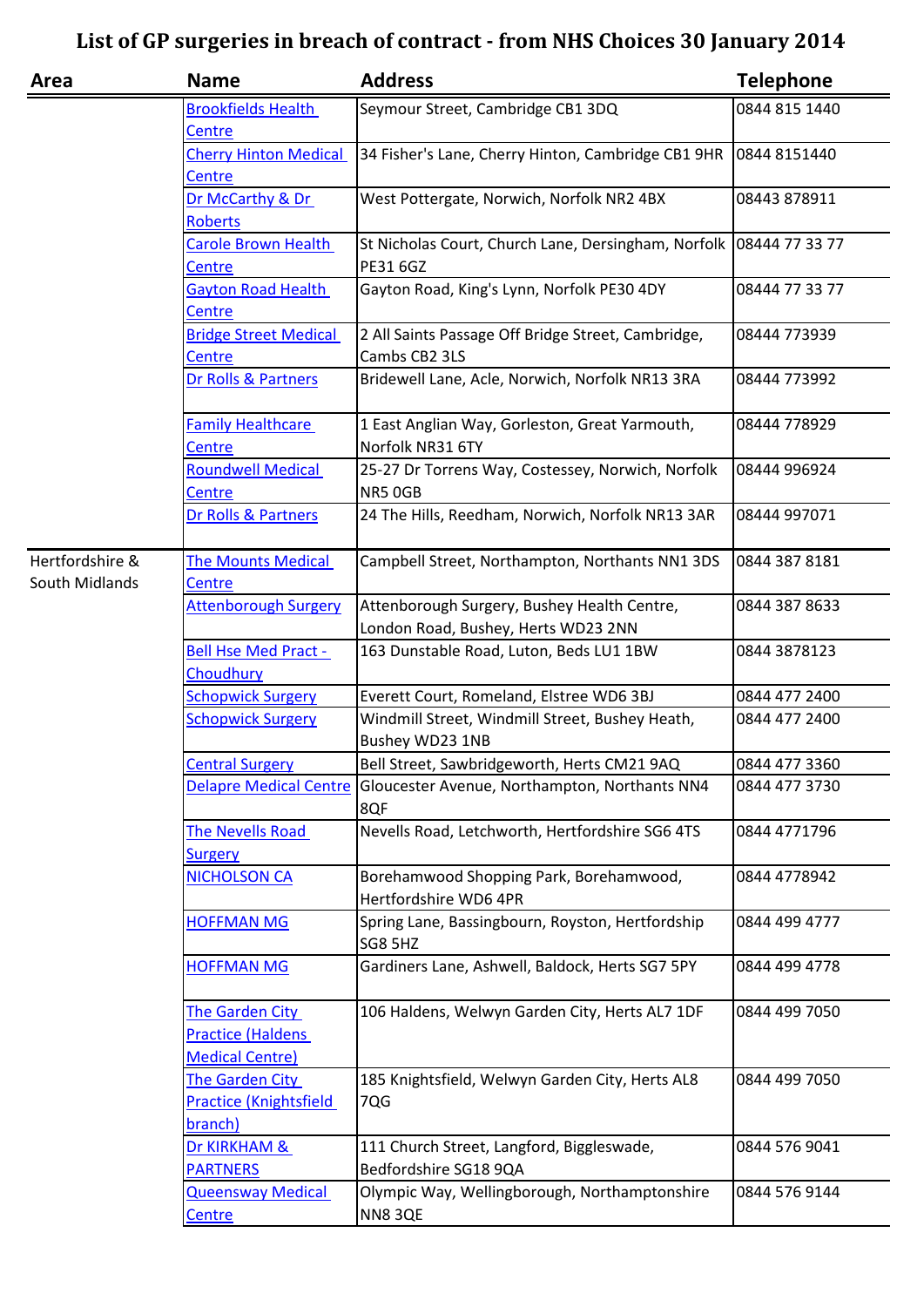# List of GP surgeries in breach of contract - from NHS Choices 30 January 2014

| Area | Name | Address | Telephone |
|---|---|---|---|
| | Brookfields Health Centre | Seymour Street, Cambridge CB1 3DQ | 0844 815 1440 |
| | Cherry Hinton Medical Centre | 34 Fisher's Lane, Cherry Hinton, Cambridge CB1 9HR | 0844 8151440 |
| | Dr McCarthy & Dr Roberts | West Pottergate, Norwich, Norfolk NR2 4BX | 08443 878911 |
| | Carole Brown Health Centre | St Nicholas Court, Church Lane, Dersingham, Norfolk PE31 6GZ | 08444 77 33 77 |
| | Gayton Road Health Centre | Gayton Road, King's Lynn, Norfolk PE30 4DY | 08444 77 33 77 |
| | Bridge Street Medical Centre | 2 All Saints Passage Off Bridge Street, Cambridge, Cambs CB2 3LS | 08444 773939 |
| | Dr Rolls & Partners | Bridewell Lane, Acle, Norwich, Norfolk NR13 3RA | 08444 773992 |
| | Family Healthcare Centre | 1 East Anglian Way, Gorleston, Great Yarmouth, Norfolk NR31 6TY | 08444 778929 |
| | Roundwell Medical Centre | 25-27 Dr Torrens Way, Costessey, Norwich, Norfolk NR5 0GB | 08444 996924 |
| | Dr Rolls & Partners | 24 The Hills, Reedham, Norwich, Norfolk NR13 3AR | 08444 997071 |
| Hertfordshire & South Midlands | The Mounts Medical Centre | Campbell Street, Northampton, Northants NN1 3DS | 0844 387 8181 |
| | Attenborough Surgery | Attenborough Surgery, Bushey Health Centre, London Road, Bushey, Herts WD23 2NN | 0844 387 8633 |
| | Bell Hse Med Pract - Choudhury | 163 Dunstable Road, Luton, Beds LU1 1BW | 0844 3878123 |
| | Schopwick Surgery | Everett Court, Romeland, Elstree WD6 3BJ | 0844 477 2400 |
| | Schopwick Surgery | Windmill Street, Windmill Street, Bushey Heath, Bushey WD23 1NB | 0844 477 2400 |
| | Central Surgery | Bell Street, Sawbridgeworth, Herts CM21 9AQ | 0844 477 3360 |
| | Delapre Medical Centre | Gloucester Avenue, Northampton, Northants NN4 8QF | 0844 477 3730 |
| | The Nevells Road Surgery | Nevells Road, Letchworth, Hertfordshire SG6 4TS | 0844 4771796 |
| | NICHOLSON CA | Borehamwood Shopping Park, Borehamwood, Hertfordshire WD6 4PR | 0844 4778942 |
| | HOFFMAN MG | Spring Lane, Bassingbourn, Royston, Hertfordship SG8 5HZ | 0844 499 4777 |
| | HOFFMAN MG | Gardiners Lane, Ashwell, Baldock, Herts SG7 5PY | 0844 499 4778 |
| | The Garden City Practice (Haldens Medical Centre) | 106 Haldens, Welwyn Garden City, Herts AL7 1DF | 0844 499 7050 |
| | The Garden City Practice (Knightsfield branch) | 185 Knightsfield, Welwyn Garden City, Herts AL8 7QG | 0844 499 7050 |
| | Dr KIRKHAM & PARTNERS | 111 Church Street, Langford, Biggleswade, Bedfordshire SG18 9QA | 0844 576 9041 |
| | Queensway Medical Centre | Olympic Way, Wellingborough, Northamptonshire NN8 3QE | 0844 576 9144 |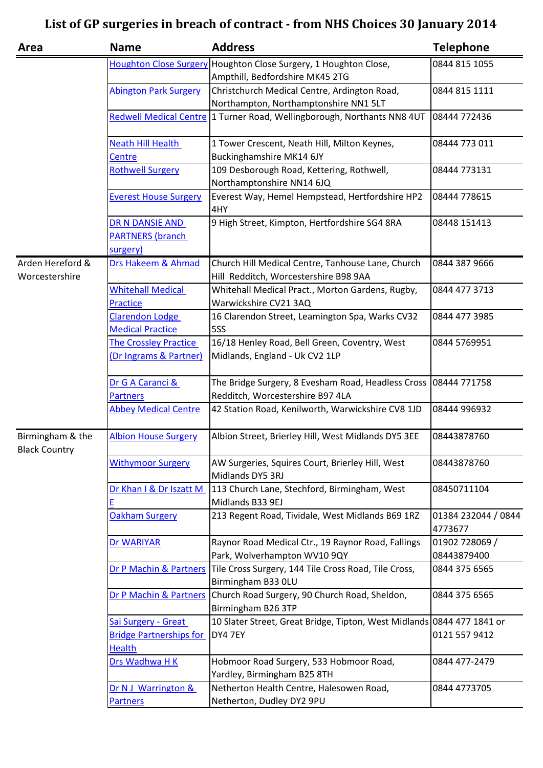# List of GP surgeries in breach of contract - from NHS Choices 30 January 2014

| Area | Name | Address | Telephone |
|---|---|---|---|
| | Houghton Close Surgery | Houghton Close Surgery, 1 Houghton Close, Ampthill, Bedfordshire MK45 2TG | 0844 815 1055 |
| | Abington Park Surgery | Christchurch Medical Centre, Ardington Road, Northampton, Northamptonshire NN1 5LT | 0844 815 1111 |
| | Redwell Medical Centre | 1 Turner Road, Wellingborough, Northants NN8 4UT | 08444 772436 |
| | Neath Hill Health Centre | 1 Tower Crescent, Neath Hill, Milton Keynes, Buckinghamshire MK14 6JY | 08444 773 011 |
| | Rothwell Surgery | 109 Desborough Road, Kettering, Rothwell, Northamptonshire NN14 6JQ | 08444 773131 |
| | Everest House Surgery | Everest Way, Hemel Hempstead, Hertfordshire HP2 4HY | 08444 778615 |
| | DR N DANSIE AND PARTNERS (branch surgery) | 9 High Street, Kimpton, Hertfordshire SG4 8RA | 08448 151413 |
| Arden Hereford & Worcestershire | Drs Hakeem & Ahmad | Church Hill Medical Centre, Tanhouse Lane, Church Hill Redditch, Worcestershire B98 9AA | 0844 387 9666 |
| | Whitehall Medical Practice | Whitehall Medical Pract., Morton Gardens, Rugby, Warwickshire CV21 3AQ | 0844 477 3713 |
| | Clarendon Lodge Medical Practice | 16 Clarendon Street, Leamington Spa, Warks CV32 5SS | 0844 477 3985 |
| | The Crossley Practice (Dr Ingrams & Partner) | 16/18 Henley Road, Bell Green, Coventry, West Midlands, England - Uk CV2 1LP | 0844 5769951 |
| | Dr G A Caranci & Partners | The Bridge Surgery, 8 Evesham Road, Headless Cross Redditch, Worcestershire B97 4LA | 08444 771758 |
| | Abbey Medical Centre | 42 Station Road, Kenilworth, Warwickshire CV8 1JD | 08444 996932 |
| Birmingham & the Black Country | Albion House Surgery | Albion Street, Brierley Hill, West Midlands DY5 3EE | 08443878760 |
| | Withymoor Surgery | AW Surgeries, Squires Court, Brierley Hill, West Midlands DY5 3RJ | 08443878760 |
| | Dr Khan I & Dr Iszatt M E | 113 Church Lane, Stechford, Birmingham, West Midlands B33 9EJ | 08450711104 |
| | Oakham Surgery | 213 Regent Road, Tividale, West Midlands B69 1RZ | 01384 232044 / 0844 4773677 |
| | Dr WARIYAR | Raynor Road Medical Ctr., 19 Raynor Road, Fallings Park, Wolverhampton WV10 9QY | 01902 728069 / 08443879400 |
| | Dr P Machin & Partners | Tile Cross Surgery, 144 Tile Cross Road, Tile Cross, Birmingham B33 0LU | 0844 375 6565 |
| | Dr P Machin & Partners | Church Road Surgery, 90 Church Road, Sheldon, Birmingham B26 3TP | 0844 375 6565 |
| | Sai Surgery - Great Bridge Partnerships for Health | 10 Slater Street, Great Bridge, Tipton, West Midlands DY4 7EY | 0844 477 1841 or 0121 557 9412 |
| | Drs Wadhwa H K | Hobmoor Road Surgery, 533 Hobmoor Road, Yardley, Birmingham B25 8TH | 0844 477-2479 |
| | Dr N J Warrington & Partners | Netherton Health Centre, Halesowen Road, Netherton, Dudley DY2 9PU | 0844 4773705 |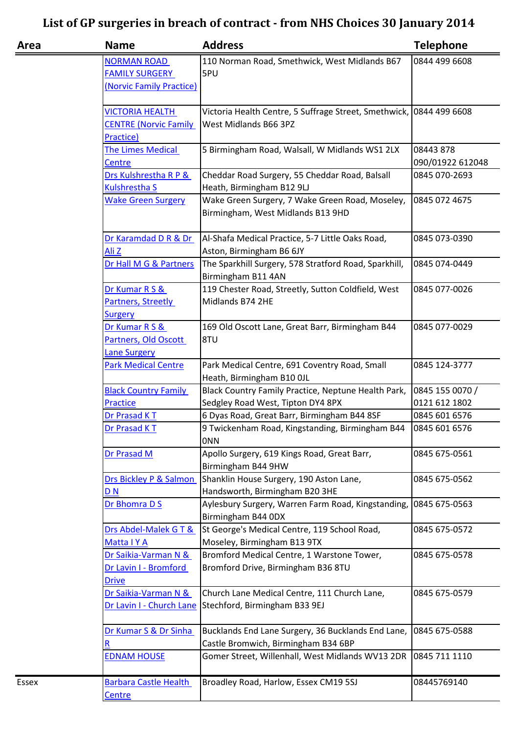# List of GP surgeries in breach of contract - from NHS Choices 30 January 2014

| Area | Name | Address | Telephone |
|---|---|---|---|
| | NORMAN ROAD FAMILY SURGERY (Norvic Family Practice) | 110 Norman Road, Smethwick, West Midlands B67 5PU | 0844 499 6608 |
| | VICTORIA HEALTH CENTRE (Norvic Family Practice) | Victoria Health Centre, 5 Suffrage Street, Smethwick, West Midlands B66 3PZ | 0844 499 6608 |
| | The Limes Medical Centre | 5 Birmingham Road, Walsall, W Midlands WS1 2LX | 08443 878 090/01922 612048 |
| | Drs Kulshrestha R P & Kulshrestha S | Cheddar Road Surgery, 55 Cheddar Road, Balsall Heath, Birmingham B12 9LJ | 0845 070-2693 |
| | Wake Green Surgery | Wake Green Surgery, 7 Wake Green Road, Moseley, Birmingham, West Midlands B13 9HD | 0845 072 4675 |
| | Dr Karamdad D R & Dr Ali Z | Al-Shafa Medical Practice, 5-7 Little Oaks Road, Aston, Birmingham B6 6JY | 0845 073-0390 |
| | Dr Hall M G & Partners | The Sparkhill Surgery, 578 Stratford Road, Sparkhill, Birmingham B11 4AN | 0845 074-0449 |
| | Dr Kumar R S & Partners, Streetly Surgery | 119 Chester Road, Streetly, Sutton Coldfield, West Midlands B74 2HE | 0845 077-0026 |
| | Dr Kumar R S & Partners, Old Oscott Lane Surgery | 169 Old Oscott Lane, Great Barr, Birmingham B44 8TU | 0845 077-0029 |
| | Park Medical Centre | Park Medical Centre, 691 Coventry Road, Small Heath, Birmingham B10 0JL | 0845 124-3777 |
| | Black Country Family Practice | Black Country Family Practice, Neptune Health Park, Sedgley Road West, Tipton DY4 8PX | 0845 155 0070 / 0121 612 1802 |
| | Dr Prasad K T | 6 Dyas Road, Great Barr, Birmingham B44 8SF | 0845 601 6576 |
| | Dr Prasad K T | 9 Twickenham Road, Kingstanding, Birmingham B44 0NN | 0845 601 6576 |
| | Dr Prasad M | Apollo Surgery, 619 Kings Road, Great Barr, Birmingham B44 9HW | 0845 675-0561 |
| | Drs Bickley P & Salmon D N | Shanklin House Surgery, 190 Aston Lane, Handsworth, Birmingham B20 3HE | 0845 675-0562 |
| | Dr Bhomra D S | Aylesbury Surgery, Warren Farm Road, Kingstanding, Birmingham B44 0DX | 0845 675-0563 |
| | Drs Abdel-Malek G T & Matta I Y A | St George's Medical Centre, 119 School Road, Moseley, Birmingham B13 9TX | 0845 675-0572 |
| | Dr Saikia-Varman N & Dr Lavin I - Bromford Drive | Bromford Medical Centre, 1 Warstone Tower, Bromford Drive, Birmingham B36 8TU | 0845 675-0578 |
| | Dr Saikia-Varman N & Dr Lavin I - Church Lane | Church Lane Medical Centre, 111 Church Lane, Stechford, Birmingham B33 9EJ | 0845 675-0579 |
| | Dr Kumar S & Dr Sinha R | Bucklands End Lane Surgery, 36 Bucklands End Lane, Castle Bromwich, Birmingham B34 6BP | 0845 675-0588 |
| | EDNAM HOUSE | Gomer Street, Willenhall, West Midlands WV13 2DR | 0845 711 1110 |
| Essex | Barbara Castle Health Centre | Broadley Road, Harlow, Essex CM19 5SJ | 08445769140 |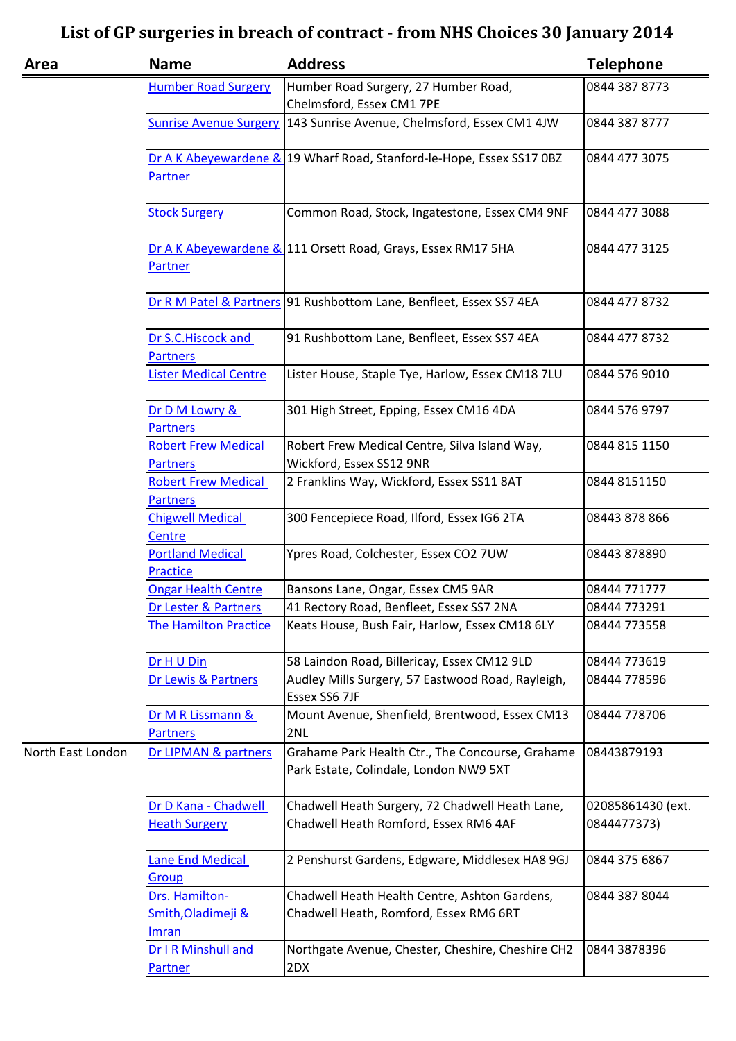# List of GP surgeries in breach of contract - from NHS Choices 30 January 2014

| Area | Name | Address | Telephone |
|---|---|---|---|
| | Humber Road Surgery | Humber Road Surgery, 27 Humber Road, Chelmsford, Essex CM1 7PE | 0844 387 8773 |
| | Sunrise Avenue Surgery | 143 Sunrise Avenue, Chelmsford, Essex CM1 4JW | 0844 387 8777 |
| | Dr A K Abeyewardene & Partner | 19 Wharf Road, Stanford-le-Hope, Essex SS17 0BZ | 0844 477 3075 |
| | Stock Surgery | Common Road, Stock, Ingatestone, Essex CM4 9NF | 0844 477 3088 |
| | Dr A K Abeyewardene & Partner | 111 Orsett Road, Grays, Essex RM17 5HA | 0844 477 3125 |
| | Dr R M Patel & Partners | 91 Rushbottom Lane, Benfleet, Essex SS7 4EA | 0844 477 8732 |
| | Dr S.C.Hiscock and Partners | 91 Rushbottom Lane, Benfleet, Essex SS7 4EA | 0844 477 8732 |
| | Lister Medical Centre | Lister House, Staple Tye, Harlow, Essex CM18 7LU | 0844 576 9010 |
| | Dr D M Lowry & Partners | 301 High Street, Epping, Essex CM16 4DA | 0844 576 9797 |
| | Robert Frew Medical Partners | Robert Frew Medical Centre, Silva Island Way, Wickford, Essex SS12 9NR | 0844 815 1150 |
| | Robert Frew Medical Partners | 2 Franklins Way, Wickford, Essex SS11 8AT | 0844 8151150 |
| | Chigwell Medical Centre | 300 Fencepiece Road, Ilford, Essex IG6 2TA | 08443 878 866 |
| | Portland Medical Practice | Ypres Road, Colchester, Essex CO2 7UW | 08443 878890 |
| | Ongar Health Centre | Bansons Lane, Ongar, Essex CM5 9AR | 08444 771777 |
| | Dr Lester & Partners | 41 Rectory Road, Benfleet, Essex SS7 2NA | 08444 773291 |
| | The Hamilton Practice | Keats House, Bush Fair, Harlow, Essex CM18 6LY | 08444 773558 |
| | Dr H U Din | 58 Laindon Road, Billericay, Essex CM12 9LD | 08444 773619 |
| | Dr Lewis & Partners | Audley Mills Surgery, 57 Eastwood Road, Rayleigh, Essex SS6 7JF | 08444 778596 |
| | Dr M R Lissmann & Partners | Mount Avenue, Shenfield, Brentwood, Essex CM13 2NL | 08444 778706 |
| North East London | Dr LIPMAN & partners | Grahame Park Health Ctr., The Concourse, Grahame Park Estate, Colindale, London NW9 5XT | 08443879193 |
| | Dr D Kana - Chadwell Heath Surgery | Chadwell Heath Surgery, 72 Chadwell Heath Lane, Chadwell Heath Romford, Essex RM6 4AF | 02085861430 (ext. 0844477373) |
| | Lane End Medical Group | 2 Penshurst Gardens, Edgware, Middlesex HA8 9GJ | 0844 375 6867 |
| | Drs. Hamilton-Smith,Oladimeji & Imran | Chadwell Heath Health Centre, Ashton Gardens, Chadwell Heath, Romford, Essex RM6 6RT | 0844 387 8044 |
| | Dr I R Minshull and Partner | Northgate Avenue, Chester, Cheshire, Cheshire CH2 2DX | 0844 3878396 |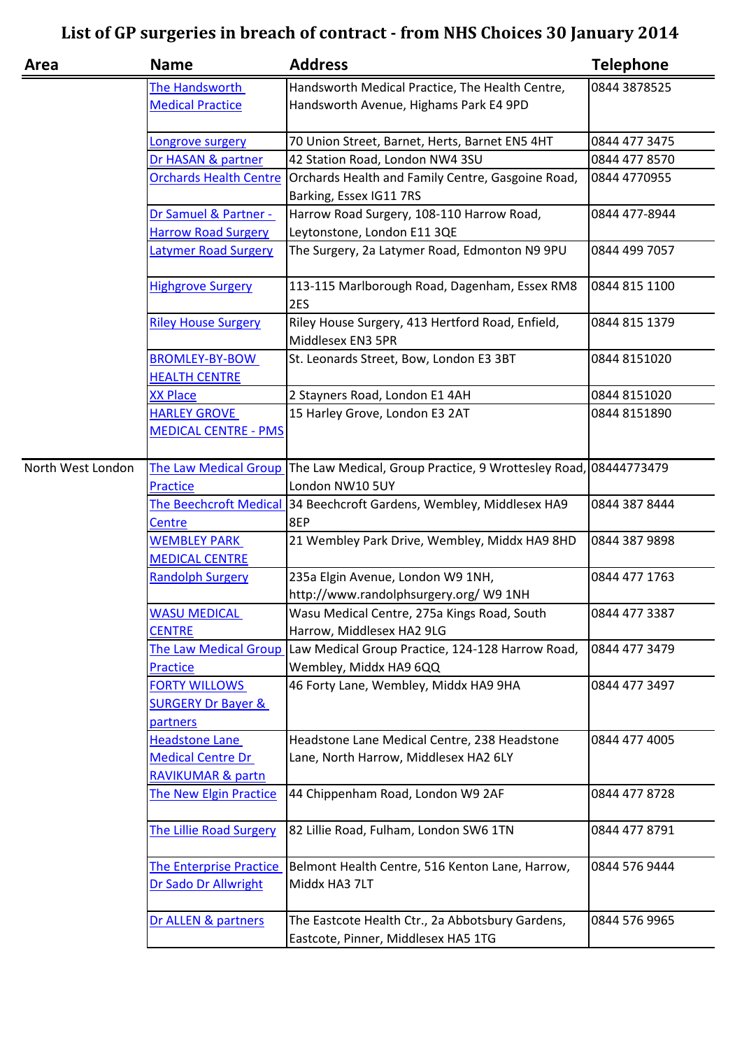# List of GP surgeries in breach of contract - from NHS Choices 30 January 2014

| Area | Name | Address | Telephone |
|---|---|---|---|
| | The Handsworth Medical Practice | Handsworth Medical Practice, The Health Centre, Handsworth Avenue, Highams Park E4 9PD | 0844 3878525 |
| | Longrove surgery | 70 Union Street, Barnet, Herts, Barnet EN5 4HT | 0844 477 3475 |
| | Dr HASAN & partner | 42 Station Road, London NW4 3SU | 0844 477 8570 |
| | Orchards Health Centre | Orchards Health and Family Centre, Gasgoine Road, Barking, Essex IG11 7RS | 0844 4770955 |
| | Dr Samuel & Partner - Harrow Road Surgery | Harrow Road Surgery, 108-110 Harrow Road, Leytonstone, London E11 3QE | 0844 477-8944 |
| | Latymer Road Surgery | The Surgery, 2a Latymer Road, Edmonton N9 9PU | 0844 499 7057 |
| | Highgrove Surgery | 113-115 Marlborough Road, Dagenham, Essex RM8 2ES | 0844 815 1100 |
| | Riley House Surgery | Riley House Surgery, 413 Hertford Road, Enfield, Middlesex EN3 5PR | 0844 815 1379 |
| | BROMLEY-BY-BOW HEALTH CENTRE | St. Leonards Street, Bow, London E3 3BT | 0844 8151020 |
| | XX Place | 2 Stayners Road, London E1 4AH | 0844 8151020 |
| | HARLEY GROVE MEDICAL CENTRE - PMS | 15 Harley Grove, London E3 2AT | 0844 8151890 |
| North West London | The Law Medical Group Practice | The Law Medical, Group Practice, 9 Wrottesley Road, London NW10 5UY | 08444773479 |
| | The Beechcroft Medical Centre | 34 Beechcroft Gardens, Wembley, Middlesex HA9 8EP | 0844 387 8444 |
| | WEMBLEY PARK MEDICAL CENTRE | 21 Wembley Park Drive, Wembley, Middx HA9 8HD | 0844 387 9898 |
| | Randolph Surgery | 235a Elgin Avenue, London W9 1NH, http://www.randolphsurgery.org/ W9 1NH | 0844 477 1763 |
| | WASU MEDICAL CENTRE | Wasu Medical Centre, 275a Kings Road, South Harrow, Middlesex HA2 9LG | 0844 477 3387 |
| | The Law Medical Group Practice | Law Medical Group Practice, 124-128 Harrow Road, Wembley, Middx HA9 6QQ | 0844 477 3479 |
| | FORTY WILLOWS SURGERY Dr Bayer & partners | 46 Forty Lane, Wembley, Middx HA9 9HA | 0844 477 3497 |
| | Headstone Lane Medical Centre Dr RAVIKUMAR & partn | Headstone Lane Medical Centre, 238 Headstone Lane, North Harrow, Middlesex HA2 6LY | 0844 477 4005 |
| | The New Elgin Practice | 44 Chippenham Road, London W9 2AF | 0844 477 8728 |
| | The Lillie Road Surgery | 82 Lillie Road, Fulham, London SW6 1TN | 0844 477 8791 |
| | The Enterprise Practice Dr Sado Dr Allwright | Belmont Health Centre, 516 Kenton Lane, Harrow, Middx HA3 7LT | 0844 576 9444 |
| | Dr ALLEN & partners | The Eastcote Health Ctr., 2a Abbotsbury Gardens, Eastcote, Pinner, Middlesex HA5 1TG | 0844 576 9965 |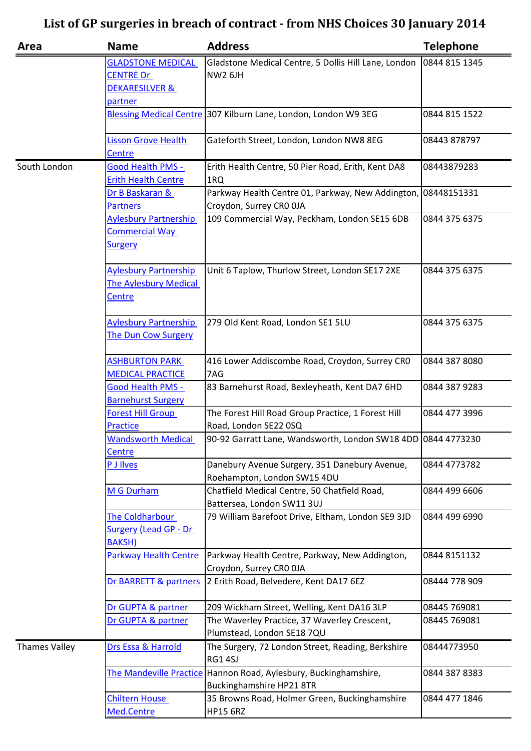# List of GP surgeries in breach of contract - from NHS Choices 30 January 2014

| Area | Name | Address | Telephone |
|---|---|---|---|
| | GLADSTONE MEDICAL CENTRE Dr DEKARESILVER & partner | Gladstone Medical Centre, 5 Dollis Hill Lane, London NW2 6JH | 0844 815 1345 |
| | Blessing Medical Centre | 307 Kilburn Lane, London, London W9 3EG | 0844 815 1522 |
| | Lisson Grove Health Centre | Gateforth Street, London, London NW8 8EG | 08443 878797 |
| South London | Good Health PMS - Erith Health Centre | Erith Health Centre, 50 Pier Road, Erith, Kent DA8 1RQ | 08443879283 |
| | Dr B Baskaran & Partners | Parkway Health Centre 01, Parkway, New Addington, Croydon, Surrey CR0 0JA | 08448151331 |
| | Aylesbury Partnership Commercial Way Surgery | 109 Commercial Way, Peckham, London SE15 6DB | 0844 375 6375 |
| | Aylesbury Partnership The Aylesbury Medical Centre | Unit 6 Taplow, Thurlow Street, London SE17 2XE | 0844 375 6375 |
| | Aylesbury Partnership The Dun Cow Surgery | 279 Old Kent Road, London SE1 5LU | 0844 375 6375 |
| | ASHBURTON PARK MEDICAL PRACTICE | 416 Lower Addiscombe Road, Croydon, Surrey CR0 7AG | 0844 387 8080 |
| | Good Health PMS - Barnehurst Surgery | 83 Barnehurst Road, Bexleyheath, Kent DA7 6HD | 0844 387 9283 |
| | Forest Hill Group Practice | The Forest Hill Road Group Practice, 1 Forest Hill Road, London SE22 0SQ | 0844 477 3996 |
| | Wandsworth Medical Centre | 90-92 Garratt Lane, Wandsworth, London SW18 4DD | 0844 4773230 |
| | P J Ilves | Danebury Avenue Surgery, 351 Danebury Avenue, Roehampton, London SW15 4DU | 0844 4773782 |
| | M G Durham | Chatfield Medical Centre, 50 Chatfield Road, Battersea, London SW11 3UJ | 0844 499 6606 |
| | The Coldharbour Surgery (Lead GP - Dr BAKSH) | 79 William Barefoot Drive, Eltham, London SE9 3JD | 0844 499 6990 |
| | Parkway Health Centre | Parkway Health Centre, Parkway, New Addington, Croydon, Surrey CR0 0JA | 0844 8151132 |
| | Dr BARRETT & partners | 2 Erith Road, Belvedere, Kent DA17 6EZ | 08444 778 909 |
| | Dr GUPTA & partner | 209 Wickham Street, Welling, Kent DA16 3LP | 08445 769081 |
| | Dr GUPTA & partner | The Waverley Practice, 37 Waverley Crescent, Plumstead, London SE18 7QU | 08445 769081 |
| Thames Valley | Drs Essa & Harrold | The Surgery, 72 London Street, Reading, Berkshire RG1 4SJ | 08444773950 |
| | The Mandeville Practice | Hannon Road, Aylesbury, Buckinghamshire, Buckinghamshire HP21 8TR | 0844 387 8383 |
| | Chiltern House Med.Centre | 35 Browns Road, Holmer Green, Buckinghamshire HP15 6RZ | 0844 477 1846 |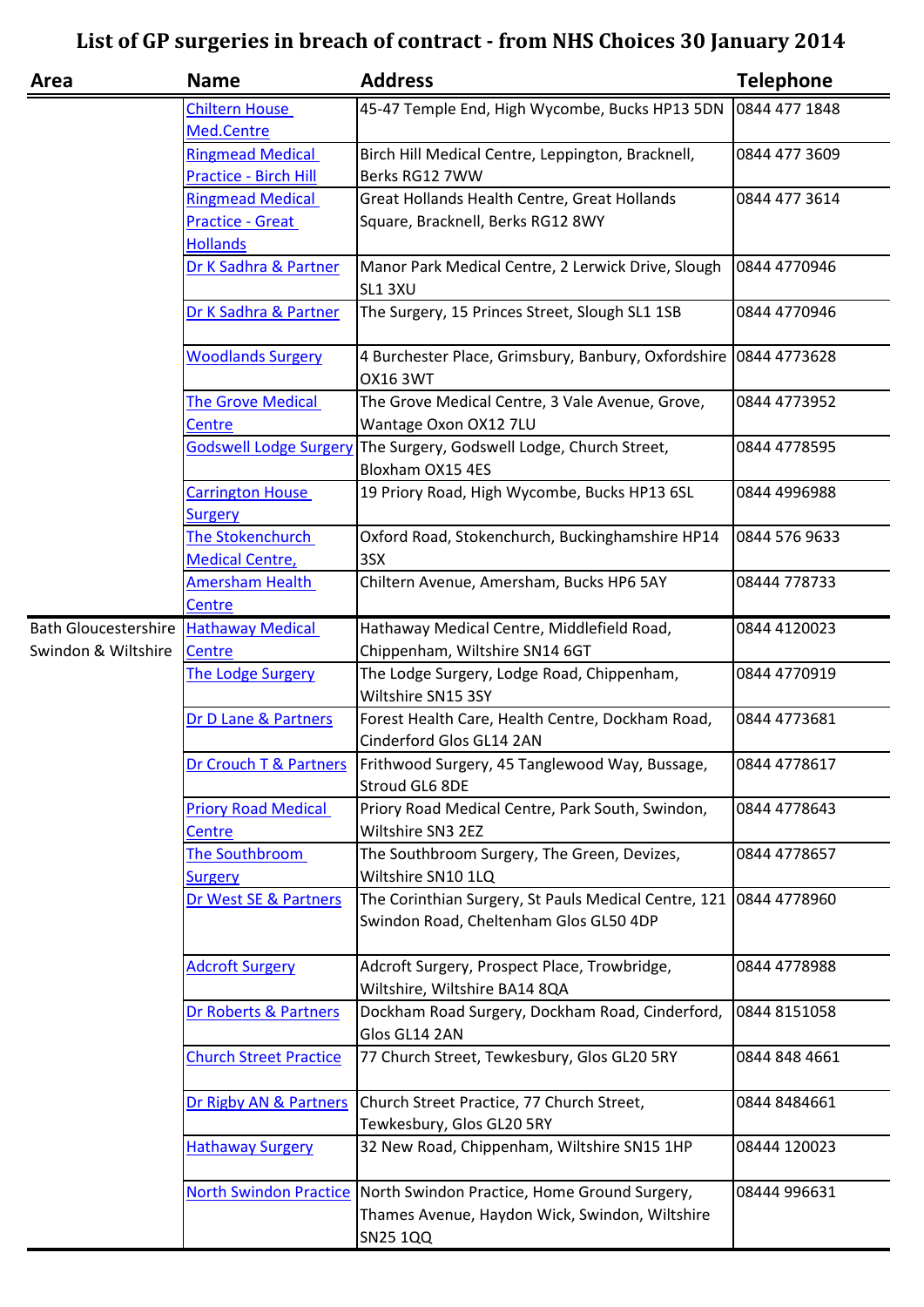# List of GP surgeries in breach of contract - from NHS Choices 30 January 2014

| Area | Name | Address | Telephone |
|---|---|---|---|
| | Chiltern House Med.Centre | 45-47 Temple End, High Wycombe, Bucks HP13 5DN | 0844 477 1848 |
| | Ringmead Medical Practice - Birch Hill | Birch Hill Medical Centre, Leppington, Bracknell, Berks RG12 7WW | 0844 477 3609 |
| | Ringmead Medical Practice - Great Hollands | Great Hollands Health Centre, Great Hollands Square, Bracknell, Berks RG12 8WY | 0844 477 3614 |
| | Dr K Sadhra & Partner | Manor Park Medical Centre, 2 Lerwick Drive, Slough SL1 3XU | 0844 4770946 |
| | Dr K Sadhra & Partner | The Surgery, 15 Princes Street, Slough SL1 1SB | 0844 4770946 |
| | Woodlands Surgery | 4 Burchester Place, Grimsbury, Banbury, Oxfordshire OX16 3WT | 0844 4773628 |
| | The Grove Medical Centre | The Grove Medical Centre, 3 Vale Avenue, Grove, Wantage Oxon OX12 7LU | 0844 4773952 |
| | Godswell Lodge Surgery | The Surgery, Godswell Lodge, Church Street, Bloxham OX15 4ES | 0844 4778595 |
| | Carrington House Surgery | 19 Priory Road, High Wycombe, Bucks HP13 6SL | 0844 4996988 |
| | The Stokenchurch Medical Centre, | Oxford Road, Stokenchurch, Buckinghamshire HP14 3SX | 0844 576 9633 |
| | Amersham Health Centre | Chiltern Avenue, Amersham, Bucks HP6 5AY | 08444 778733 |
| Bath Gloucestershire Swindon & Wiltshire | Hathaway Medical Centre | Hathaway Medical Centre, Middlefield Road, Chippenham, Wiltshire SN14 6GT | 0844 4120023 |
| | The Lodge Surgery | The Lodge Surgery, Lodge Road, Chippenham, Wiltshire SN15 3SY | 0844 4770919 |
| | Dr D Lane & Partners | Forest Health Care, Health Centre, Dockham Road, Cinderford Glos GL14 2AN | 0844 4773681 |
| | Dr Crouch T & Partners | Frithwood Surgery, 45 Tanglewood Way, Bussage, Stroud GL6 8DE | 0844 4778617 |
| | Priory Road Medical Centre | Priory Road Medical Centre, Park South, Swindon, Wiltshire SN3 2EZ | 0844 4778643 |
| | The Southbroom Surgery | The Southbroom Surgery, The Green, Devizes, Wiltshire SN10 1LQ | 0844 4778657 |
| | Dr West SE & Partners | The Corinthian Surgery, St Pauls Medical Centre, 121 Swindon Road, Cheltenham Glos GL50 4DP | 0844 4778960 |
| | Adcroft Surgery | Adcroft Surgery, Prospect Place, Trowbridge, Wiltshire, Wiltshire BA14 8QA | 0844 4778988 |
| | Dr Roberts & Partners | Dockham Road Surgery, Dockham Road, Cinderford, Glos GL14 2AN | 0844 8151058 |
| | Church Street Practice | 77 Church Street, Tewkesbury, Glos GL20 5RY | 0844 848 4661 |
| | Dr Rigby AN & Partners | Church Street Practice, 77 Church Street, Tewkesbury, Glos GL20 5RY | 0844 8484661 |
| | Hathaway Surgery | 32 New Road, Chippenham, Wiltshire SN15 1HP | 08444 120023 |
| | North Swindon Practice | North Swindon Practice, Home Ground Surgery, Thames Avenue, Haydon Wick, Swindon, Wiltshire SN25 1QQ | 08444 996631 |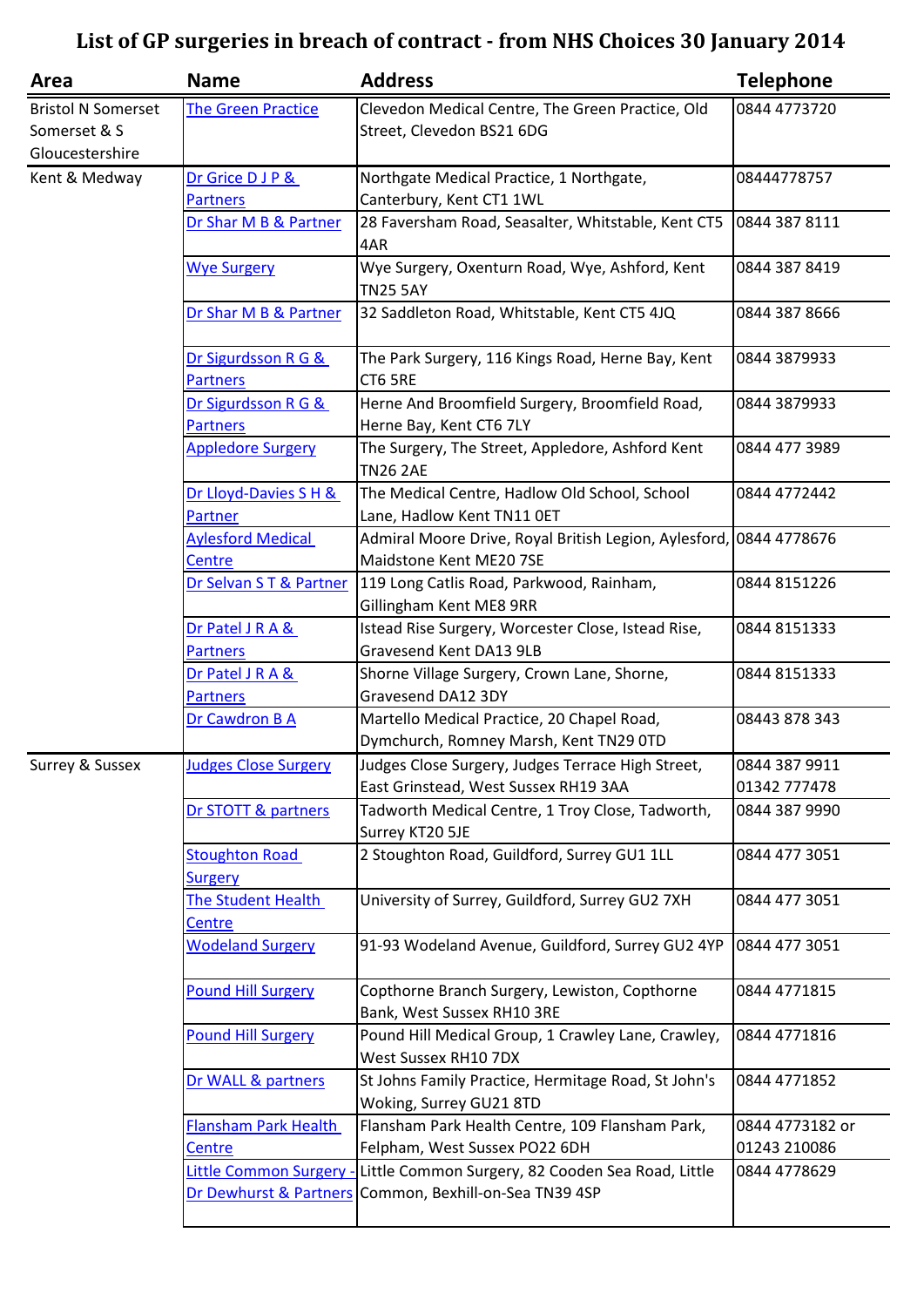# List of GP surgeries in breach of contract - from NHS Choices 30 January 2014

| Area | Name | Address | Telephone |
| --- | --- | --- | --- |
| Bristol N Somerset Somerset & S Gloucestershire | The Green Practice | Clevedon Medical Centre, The Green Practice, Old Street, Clevedon BS21 6DG | 0844 4773720 |
| Kent & Medway | Dr Grice D J P & Partners | Northgate Medical Practice, 1 Northgate, Canterbury, Kent CT1 1WL | 08444778757 |
| | Dr Shar M B & Partner | 28 Faversham Road, Seasalter, Whitstable, Kent CT5 4AR | 0844 387 8111 |
| | Wye Surgery | Wye Surgery, Oxenturn Road, Wye, Ashford, Kent TN25 5AY | 0844 387 8419 |
| | Dr Shar M B & Partner | 32 Saddleton Road, Whitstable, Kent CT5 4JQ | 0844 387 8666 |
| | Dr Sigurdsson R G & Partners | The Park Surgery, 116 Kings Road, Herne Bay, Kent CT6 5RE | 0844 3879933 |
| | Dr Sigurdsson R G & Partners | Herne And Broomfield Surgery, Broomfield Road, Herne Bay, Kent CT6 7LY | 0844 3879933 |
| | Appledore Surgery | The Surgery, The Street, Appledore, Ashford Kent TN26 2AE | 0844 477 3989 |
| | Dr Lloyd-Davies S H & Partner | The Medical Centre, Hadlow Old School, School Lane, Hadlow Kent TN11 0ET | 0844 4772442 |
| | Aylesford Medical Centre | Admiral Moore Drive, Royal British Legion, Aylesford, Maidstone Kent ME20 7SE | 0844 4778676 |
| | Dr Selvan S T & Partner | 119 Long Catlis Road, Parkwood, Rainham, Gillingham Kent ME8 9RR | 0844 8151226 |
| | Dr Patel J R A & Partners | Istead Rise Surgery, Worcester Close, Istead Rise, Gravesend Kent DA13 9LB | 0844 8151333 |
| | Dr Patel J R A & Partners | Shorne Village Surgery, Crown Lane, Shorne, Gravesend DA12 3DY | 0844 8151333 |
| | Dr Cawdron B A | Martello Medical Practice, 20 Chapel Road, Dymchurch, Romney Marsh, Kent TN29 0TD | 08443 878 343 |
| Surrey & Sussex | Judges Close Surgery | Judges Close Surgery, Judges Terrace High Street, East Grinstead, West Sussex RH19 3AA | 0844 387 9911 01342 777478 |
| | Dr STOTT & partners | Tadworth Medical Centre, 1 Troy Close, Tadworth, Surrey KT20 5JE | 0844 387 9990 |
| | Stoughton Road Surgery | 2 Stoughton Road, Guildford, Surrey GU1 1LL | 0844 477 3051 |
| | The Student Health Centre | University of Surrey, Guildford, Surrey GU2 7XH | 0844 477 3051 |
| | Wodeland Surgery | 91-93 Wodeland Avenue, Guildford, Surrey GU2 4YP | 0844 477 3051 |
| | Pound Hill Surgery | Copthorne Branch Surgery, Lewiston, Copthorne Bank, West Sussex RH10 3RE | 0844 4771815 |
| | Pound Hill Surgery | Pound Hill Medical Group, 1 Crawley Lane, Crawley, West Sussex RH10 7DX | 0844 4771816 |
| | Dr WALL & partners | St Johns Family Practice, Hermitage Road, St John's Woking, Surrey GU21 8TD | 0844 4771852 |
| | Flansham Park Health Centre | Flansham Park Health Centre, 109 Flansham Park, Felpham, West Sussex PO22 6DH | 0844 4773182 or 01243 210086 |
| | Little Common Surgery - Dr Dewhurst & Partners | Little Common Surgery, 82 Cooden Sea Road, Little Common, Bexhill-on-Sea TN39 4SP | 0844 4778629 |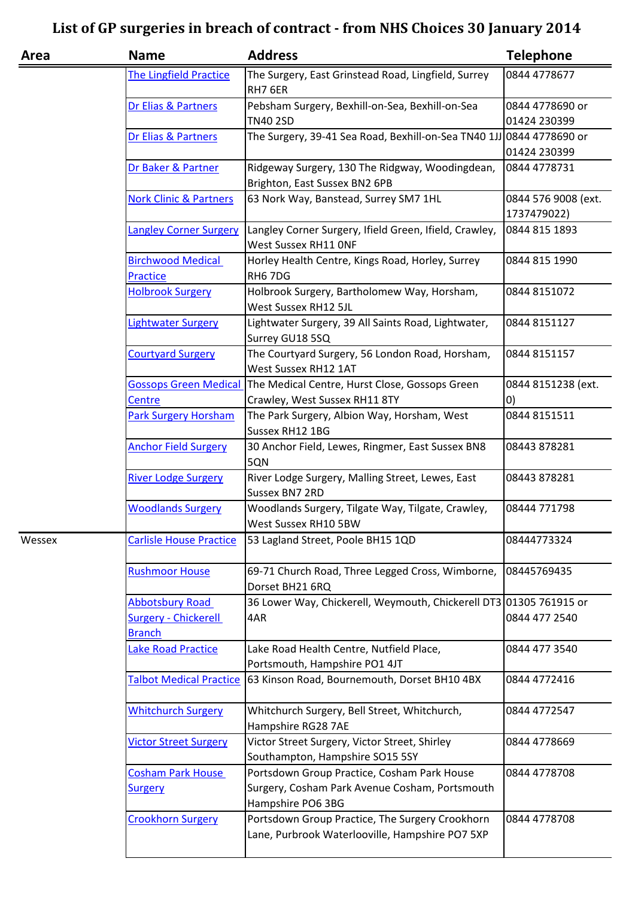# List of GP surgeries in breach of contract - from NHS Choices 30 January 2014

| Area | Name | Address | Telephone |
|---|---|---|---|
| | The Lingfield Practice | The Surgery, East Grinstead Road, Lingfield, Surrey RH7 6ER | 0844 4778677 |
| | Dr Elias & Partners | Pebsham Surgery, Bexhill-on-Sea, Bexhill-on-Sea TN40 2SD | 0844 4778690 or 01424 230399 |
| | Dr Elias & Partners | The Surgery, 39-41 Sea Road, Bexhill-on-Sea TN40 1JJ | 0844 4778690 or 01424 230399 |
| | Dr Baker & Partner | Ridgeway Surgery, 130 The Ridgway, Woodingdean, Brighton, East Sussex BN2 6PB | 0844 4778731 |
| | Nork Clinic & Partners | 63 Nork Way, Banstead, Surrey SM7 1HL | 0844 576 9008 (ext. 1737479022) |
| | Langley Corner Surgery | Langley Corner Surgery, Ifield Green, Ifield, Crawley, West Sussex RH11 0NF | 0844 815 1893 |
| | Birchwood Medical Practice | Horley Health Centre, Kings Road, Horley, Surrey RH6 7DG | 0844 815 1990 |
| | Holbrook Surgery | Holbrook Surgery, Bartholomew Way, Horsham, West Sussex RH12 5JL | 0844 8151072 |
| | Lightwater Surgery | Lightwater Surgery, 39 All Saints Road, Lightwater, Surrey GU18 5SQ | 0844 8151127 |
| | Courtyard Surgery | The Courtyard Surgery, 56 London Road, Horsham, West Sussex RH12 1AT | 0844 8151157 |
| | Gossops Green Medical Centre | The Medical Centre, Hurst Close, Gossops Green Crawley, West Sussex RH11 8TY | 0844 8151238 (ext. 0) |
| | Park Surgery Horsham | The Park Surgery, Albion Way, Horsham, West Sussex RH12 1BG | 0844 8151511 |
| | Anchor Field Surgery | 30 Anchor Field, Lewes, Ringmer, East Sussex BN8 5QN | 08443 878281 |
| | River Lodge Surgery | River Lodge Surgery, Malling Street, Lewes, East Sussex BN7 2RD | 08443 878281 |
| | Woodlands Surgery | Woodlands Surgery, Tilgate Way, Tilgate, Crawley, West Sussex RH10 5BW | 08444 771798 |
| Wessex | Carlisle House Practice | 53 Lagland Street, Poole BH15 1QD | 08444773324 |
| | Rushmoor House | 69-71 Church Road, Three Legged Cross, Wimborne, Dorset BH21 6RQ | 08445769435 |
| | Abbotsbury Road Surgery - Chickerell Branch | 36 Lower Way, Chickerell, Weymouth, Chickerell DT3 4AR | 01305 761915 or 0844 477 2540 |
| | Lake Road Practice | Lake Road Health Centre, Nutfield Place, Portsmouth, Hampshire PO1 4JT | 0844 477 3540 |
| | Talbot Medical Practice | 63 Kinson Road, Bournemouth, Dorset BH10 4BX | 0844 4772416 |
| | Whitchurch Surgery | Whitchurch Surgery, Bell Street, Whitchurch, Hampshire RG28 7AE | 0844 4772547 |
| | Victor Street Surgery | Victor Street Surgery, Victor Street, Shirley Southampton, Hampshire SO15 5SY | 0844 4778669 |
| | Cosham Park House Surgery | Portsdown Group Practice, Cosham Park House Surgery, Cosham Park Avenue Cosham, Portsmouth Hampshire PO6 3BG | 0844 4778708 |
| | Crookhorn Surgery | Portsdown Group Practice, The Surgery Crookhorn Lane, Purbrook Waterlooville, Hampshire PO7 5XP | 0844 4778708 |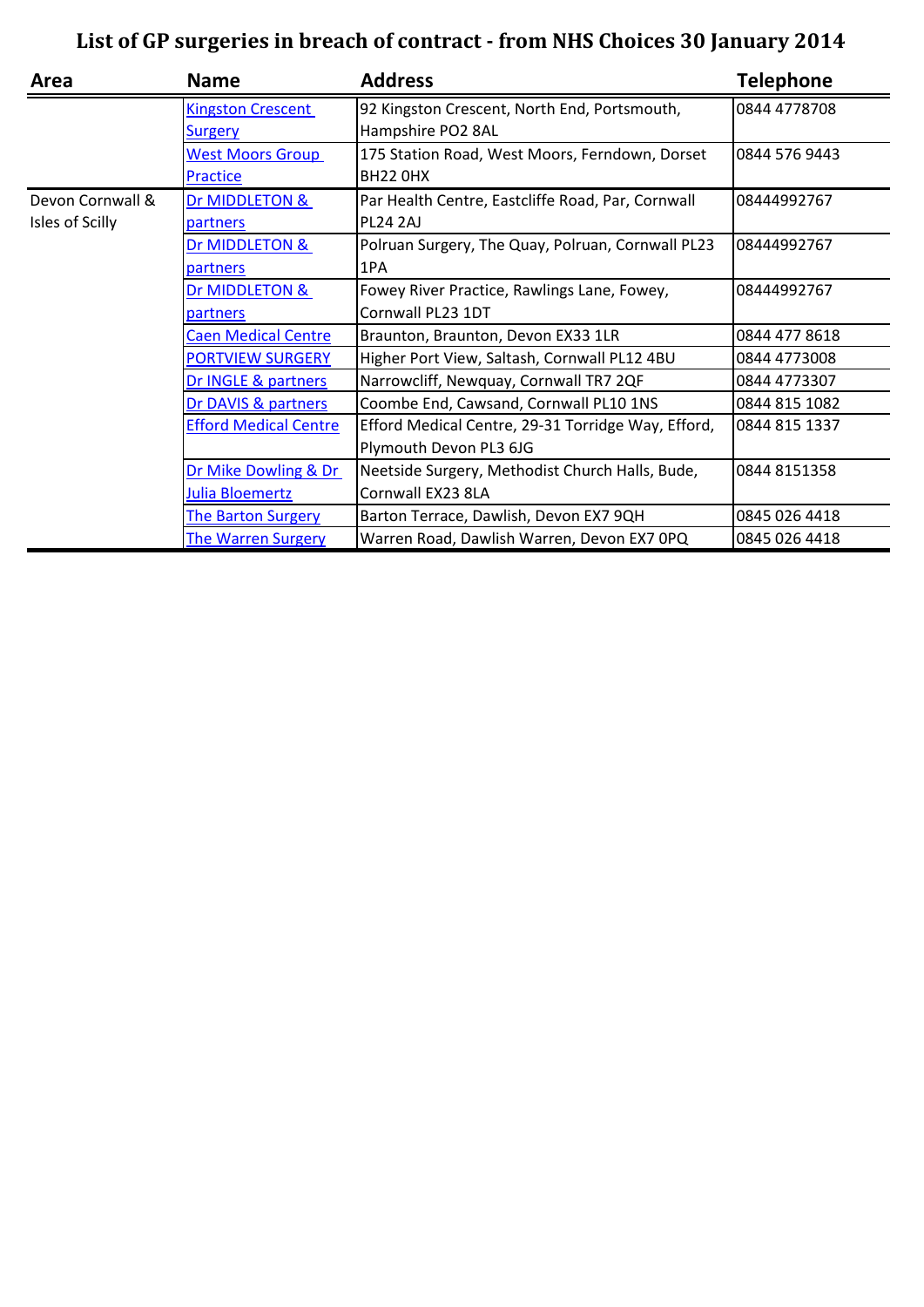# List of GP surgeries in breach of contract - from NHS Choices 30 January 2014

| Area | Name | Address | Telephone |
|---|---|---|---|
| | Kingston Crescent Surgery | 92 Kingston Crescent, North End, Portsmouth, Hampshire PO2 8AL | 0844 4778708 |
| | West Moors Group Practice | 175 Station Road, West Moors, Ferndown, Dorset BH22 0HX | 0844 576 9443 |
| Devon Cornwall & Isles of Scilly | Dr MIDDLETON & partners | Par Health Centre, Eastcliffe Road, Par, Cornwall PL24 2AJ | 08444992767 |
| | Dr MIDDLETON & partners | Polruan Surgery, The Quay, Polruan, Cornwall PL23 1PA | 08444992767 |
| | Dr MIDDLETON & partners | Fowey River Practice, Rawlings Lane, Fowey, Cornwall PL23 1DT | 08444992767 |
| | Caen Medical Centre | Braunton, Braunton, Devon EX33 1LR | 0844 477 8618 |
| | PORTVIEW SURGERY | Higher Port View, Saltash, Cornwall PL12 4BU | 0844 4773008 |
| | Dr INGLE & partners | Narrowcliff, Newquay, Cornwall TR7 2QF | 0844 4773307 |
| | Dr DAVIS & partners | Coombe End, Cawsand, Cornwall PL10 1NS | 0844 815 1082 |
| | Efford Medical Centre | Efford Medical Centre, 29-31 Torridge Way, Efford, Plymouth Devon PL3 6JG | 0844 815 1337 |
| | Dr Mike Dowling & Dr Julia Bloemertz | Neetside Surgery, Methodist Church Halls, Bude, Cornwall EX23 8LA | 0844 8151358 |
| | The Barton Surgery | Barton Terrace, Dawlish, Devon EX7 9QH | 0845 026 4418 |
| | The Warren Surgery | Warren Road, Dawlish Warren, Devon EX7 0PQ | 0845 026 4418 |